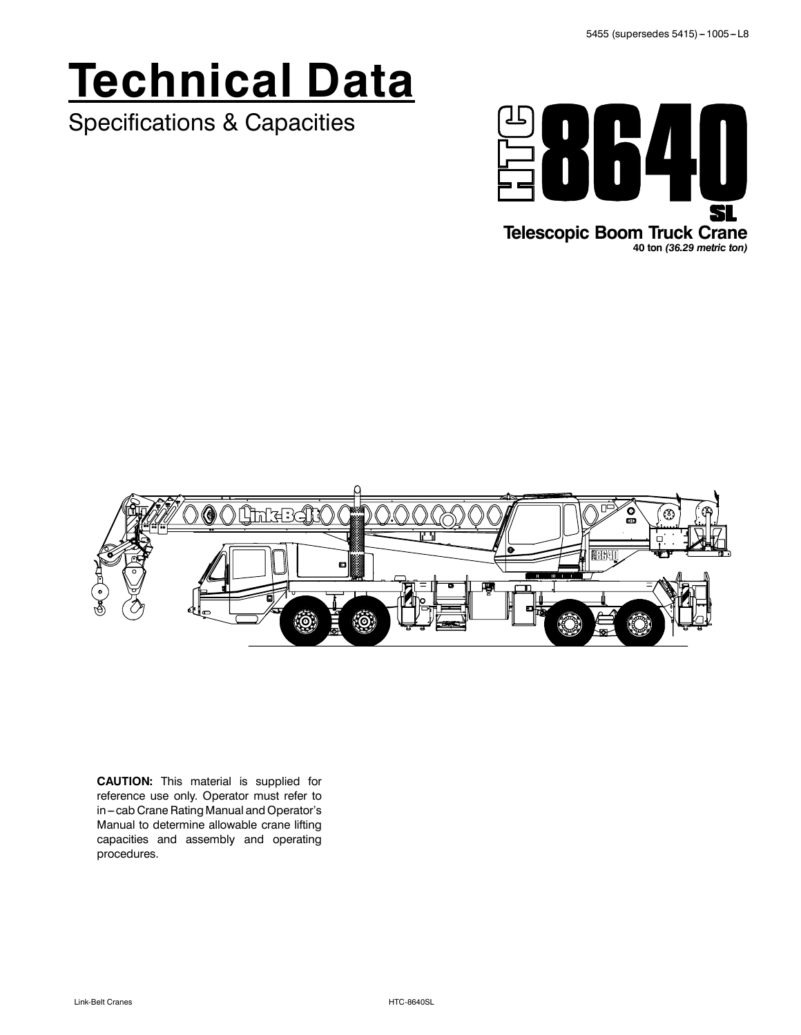5455 (supersedes 5415) – 1005 – L8

# Technical Data

Specifications & Capacities

# HTC 8640 SL

**Telescopic Boom Truck Crane**
**40 ton *(36.29 metric ton)***

**CAUTION:** This material is supplied for reference use only. Operator must refer to in – cab Crane Rating Manual and Operator's Manual to determine allowable crane lifting capacities and assembly and operating procedures.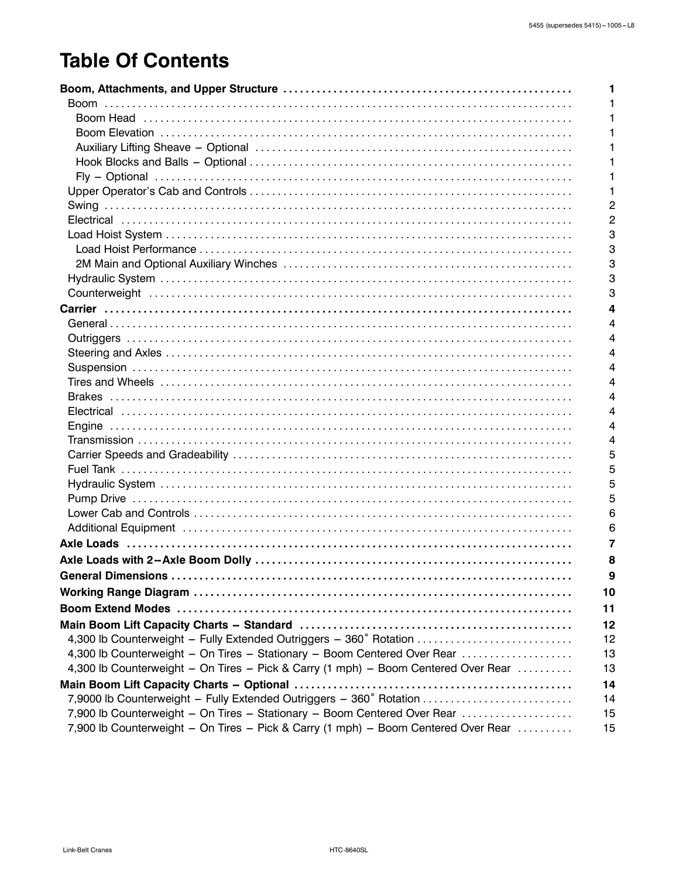# Table Of Contents

| Section | Page |
|---|---|
| **Boom, Attachments, and Upper Structure** | **1** |
| Boom | 1 |
| Boom Head | 1 |
| Boom Elevation | 1 |
| Auxiliary Lifting Sheave – Optional | 1 |
| Hook Blocks and Balls – Optional | 1 |
| Fly – Optional | 1 |
| Upper Operator's Cab and Controls | 1 |
| Swing | 2 |
| Electrical | 2 |
| Load Hoist System | 3 |
| Load Hoist Performance | 3 |
| 2M Main and Optional Auxiliary Winches | 3 |
| Hydraulic System | 3 |
| Counterweight | 3 |
| **Carrier** | **4** |
| General | 4 |
| Outriggers | 4 |
| Steering and Axles | 4 |
| Suspension | 4 |
| Tires and Wheels | 4 |
| Brakes | 4 |
| Electrical | 4 |
| Engine | 4 |
| Transmission | 4 |
| Carrier Speeds and Gradeability | 5 |
| Fuel Tank | 5 |
| Hydraulic System | 5 |
| Pump Drive | 5 |
| Lower Cab and Controls | 6 |
| Additional Equipment | 6 |
| **Axle Loads** | **7** |
| **Axle Loads with 2--Axle Boom Dolly** | **8** |
| **General Dimensions** | **9** |
| **Working Range Diagram** | **10** |
| **Boom Extend Modes** | **11** |
| **Main Boom Lift Capacity Charts – Standard** | **12** |
| 4,300 lb Counterweight – Fully Extended Outriggers – 360˚ Rotation | 12 |
| 4,300 lb Counterweight – On Tires – Stationary – Boom Centered Over Rear | 13 |
| 4,300 lb Counterweight – On Tires – Pick & Carry (1 mph) – Boom Centered Over Rear | 13 |
| **Main Boom Lift Capacity Charts – Optional** | **14** |
| 7,9000 lb Counterweight – Fully Extended Outriggers – 360˚ Rotation | 14 |
| 7,900 lb Counterweight – On Tires – Stationary – Boom Centered Over Rear | 15 |
| 7,900 lb Counterweight – On Tires – Pick & Carry (1 mph) – Boom Centered Over Rear | 15 |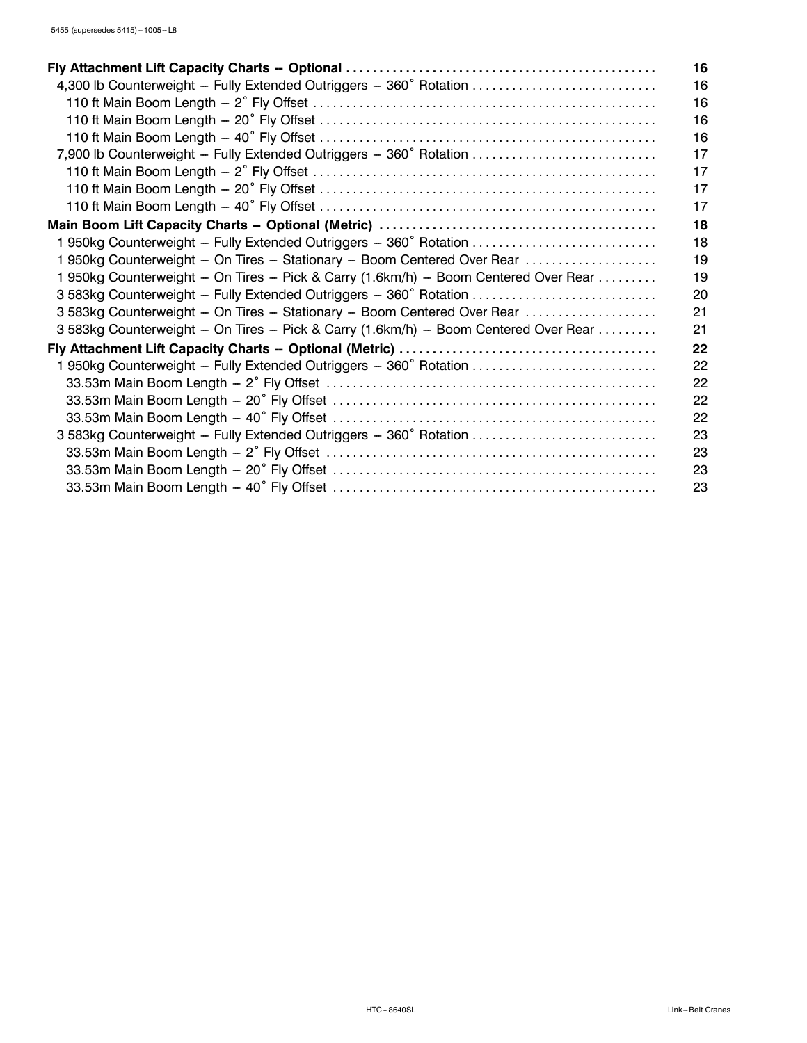| | |
|---|---|
| **Fly Attachment Lift Capacity Charts – Optional** | **16** |
| 4,300 lb Counterweight – Fully Extended Outriggers – 360˚ Rotation | 16 |
| 110 ft Main Boom Length – 2˚ Fly Offset | 16 |
| 110 ft Main Boom Length – 20˚ Fly Offset | 16 |
| 110 ft Main Boom Length – 40˚ Fly Offset | 16 |
| 7,900 lb Counterweight – Fully Extended Outriggers – 360˚ Rotation | 17 |
| 110 ft Main Boom Length – 2˚ Fly Offset | 17 |
| 110 ft Main Boom Length – 20˚ Fly Offset | 17 |
| 110 ft Main Boom Length – 40˚ Fly Offset | 17 |
| **Main Boom Lift Capacity Charts – Optional (Metric)** | **18** |
| 1 950kg Counterweight – Fully Extended Outriggers – 360˚ Rotation | 18 |
| 1 950kg Counterweight – On Tires – Stationary – Boom Centered Over Rear | 19 |
| 1 950kg Counterweight – On Tires – Pick & Carry (1.6km/h) – Boom Centered Over Rear | 19 |
| 3 583kg Counterweight – Fully Extended Outriggers – 360˚ Rotation | 20 |
| 3 583kg Counterweight – On Tires – Stationary – Boom Centered Over Rear | 21 |
| 3 583kg Counterweight – On Tires – Pick & Carry (1.6km/h) – Boom Centered Over Rear | 21 |
| **Fly Attachment Lift Capacity Charts – Optional (Metric)** | **22** |
| 1 950kg Counterweight – Fully Extended Outriggers – 360˚ Rotation | 22 |
| 33.53m Main Boom Length – 2˚ Fly Offset | 22 |
| 33.53m Main Boom Length – 20˚ Fly Offset | 22 |
| 33.53m Main Boom Length – 40˚ Fly Offset | 22 |
| 3 583kg Counterweight – Fully Extended Outriggers – 360˚ Rotation | 23 |
| 33.53m Main Boom Length – 2˚ Fly Offset | 23 |
| 33.53m Main Boom Length – 20˚ Fly Offset | 23 |
| 33.53m Main Boom Length – 40˚ Fly Offset | 23 |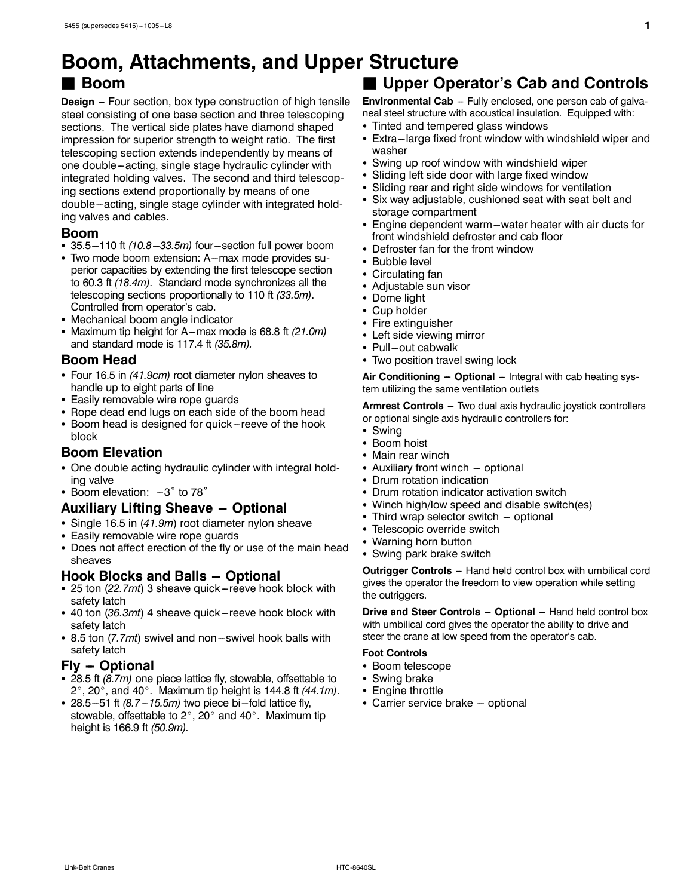# Boom, Attachments, and Upper Structure

## ■ Boom

**Design** – Four section, box type construction of high tensile steel consisting of one base section and three telescoping sections. The vertical side plates have diamond shaped impression for superior strength to weight ratio. The first telescoping section extends independently by means of one double–acting, single stage hydraulic cylinder with integrated holding valves. The second and third telescoping sections extend proportionally by means of one double–acting, single stage cylinder with integrated holding valves and cables.

### Boom

- 35.5–110 ft *(10.8–33.5m)* four–section full power boom
- Two mode boom extension: A–max mode provides superior capacities by extending the first telescope section to 60.3 ft *(18.4m)*. Standard mode synchronizes all the telescoping sections proportionally to 110 ft *(33.5m)*. Controlled from operator's cab.
- Mechanical boom angle indicator
- Maximum tip height for A–max mode is 68.8 ft *(21.0m)* and standard mode is 117.4 ft *(35.8m)*.

### Boom Head

- Four 16.5 in *(41.9cm)* root diameter nylon sheaves to handle up to eight parts of line
- Easily removable wire rope guards
- Rope dead end lugs on each side of the boom head
- Boom head is designed for quick–reeve of the hook block

### Boom Elevation

- One double acting hydraulic cylinder with integral holding valve
- Boom elevation: –3° to 78°

### Auxiliary Lifting Sheave – Optional

- Single 16.5 in (*41.9m*) root diameter nylon sheave
- Easily removable wire rope guards
- Does not affect erection of the fly or use of the main head sheaves

### Hook Blocks and Balls – Optional

- 25 ton (*22.7mt*) 3 sheave quick–reeve hook block with safety latch
- 40 ton (*36.3mt*) 4 sheave quick–reeve hook block with safety latch
- 8.5 ton (*7.7mt*) swivel and non–swivel hook balls with safety latch

### Fly – Optional

- 28.5 ft *(8.7m)* one piece lattice fly, stowable, offsettable to 2°, 20°, and 40°. Maximum tip height is 144.8 ft *(44.1m)*.
- 28.5–51 ft *(8.7–15.5m)* two piece bi–fold lattice fly, stowable, offsettable to 2°, 20° and 40°. Maximum tip height is 166.9 ft *(50.9m).*

## ■ Upper Operator's Cab and Controls

**Environmental Cab** – Fully enclosed, one person cab of galvaneal steel structure with acoustical insulation. Equipped with:

- Tinted and tempered glass windows
- Extra–large fixed front window with windshield wiper and washer
- Swing up roof window with windshield wiper
- Sliding left side door with large fixed window
- Sliding rear and right side windows for ventilation
- Six way adjustable, cushioned seat with seat belt and storage compartment
- Engine dependent warm–water heater with air ducts for front windshield defroster and cab floor
- Defroster fan for the front window
- Bubble level
- Circulating fan
- Adjustable sun visor
- Dome light
- Cup holder
- Fire extinguisher
- Left side viewing mirror
- Pull–out cabwalk
- Two position travel swing lock

**Air Conditioning – Optional** – Integral with cab heating system utilizing the same ventilation outlets

**Armrest Controls** – Two dual axis hydraulic joystick controllers or optional single axis hydraulic controllers for:

- Swing
- Boom hoist
- Main rear winch
- Auxiliary front winch – optional
- Drum rotation indication
- Drum rotation indicator activation switch
- Winch high/low speed and disable switch(es)
- Third wrap selector switch – optional
- Telescopic override switch
- Warning horn button
- Swing park brake switch

**Outrigger Controls** – Hand held control box with umbilical cord gives the operator the freedom to view operation while setting the outriggers.

**Drive and Steer Controls – Optional** – Hand held control box with umbilical cord gives the operator the ability to drive and steer the crane at low speed from the operator's cab.

**Foot Controls**

- Boom telescope
- Swing brake
- Engine throttle
- Carrier service brake – optional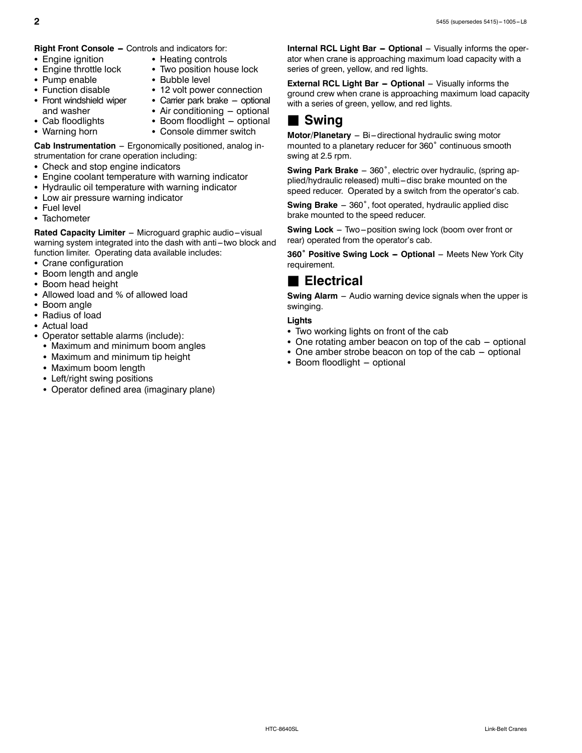**Right Front Console –** Controls and indicators for:

- Engine ignition
- Engine throttle lock
- Pump enable
- Function disable
- Front windshield wiper and washer
- Cab floodlights
- Warning horn
- Heating controls
- Two position house lock
- Bubble level
- 12 volt power connection
- Carrier park brake – optional
- Air conditioning – optional
- Boom floodlight – optional
- Console dimmer switch

**Cab Instrumentation** – Ergonomically positioned, analog instrumentation for crane operation including:

- Check and stop engine indicators
- Engine coolant temperature with warning indicator
- Hydraulic oil temperature with warning indicator
- Low air pressure warning indicator
- Fuel level
- Tachometer

**Rated Capacity Limiter** – Microguard graphic audio–visual warning system integrated into the dash with anti–two block and function limiter. Operating data available includes:

- Crane configuration
- Boom length and angle
- Boom head height
- Allowed load and % of allowed load
- Boom angle
- Radius of load
- Actual load
- Operator settable alarms (include):
  - Maximum and minimum boom angles
  - Maximum and minimum tip height
  - Maximum boom length
  - Left/right swing positions
  - Operator defined area (imaginary plane)

**Internal RCL Light Bar – Optional** – Visually informs the operator when crane is approaching maximum load capacity with a series of green, yellow, and red lights.

**External RCL Light Bar – Optional** – Visually informs the ground crew when crane is approaching maximum load capacity with a series of green, yellow, and red lights.

## Swing

**Motor/Planetary** – Bi–directional hydraulic swing motor mounted to a planetary reducer for 360˚ continuous smooth swing at 2.5 rpm.

**Swing Park Brake** – 360˚, electric over hydraulic, (spring applied/hydraulic released) multi–disc brake mounted on the speed reducer. Operated by a switch from the operator's cab.

**Swing Brake** – 360˚, foot operated, hydraulic applied disc brake mounted to the speed reducer.

**Swing Lock** – Two–position swing lock (boom over front or rear) operated from the operator's cab.

**360˚ Positive Swing Lock – Optional** – Meets New York City requirement.

## Electrical

**Swing Alarm** – Audio warning device signals when the upper is swinging.

**Lights**

- Two working lights on front of the cab
- One rotating amber beacon on top of the cab – optional
- One amber strobe beacon on top of the cab – optional
- Boom floodlight – optional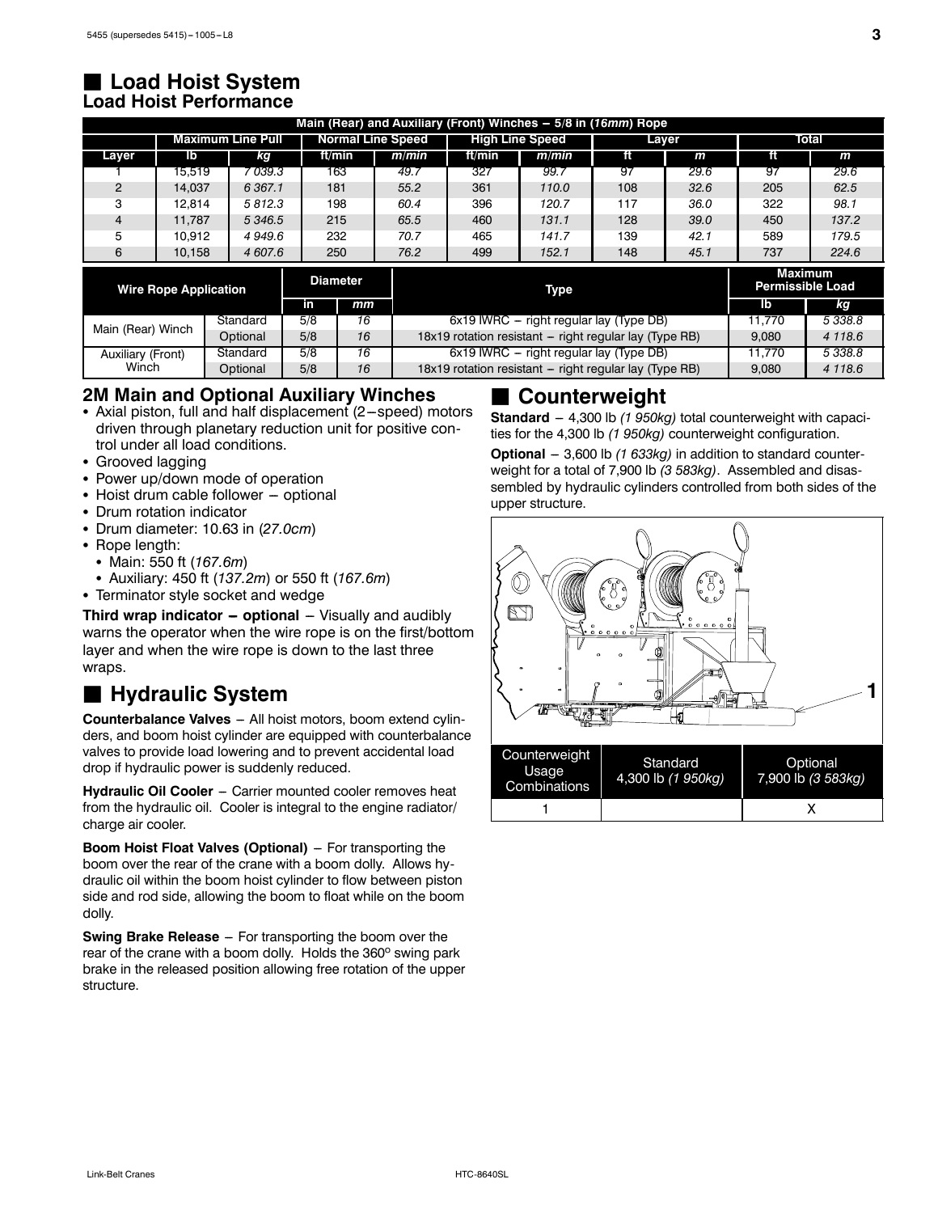## Load Hoist System

### Load Hoist Performance

| Main (Rear) and Auxiliary (Front) Winches – 5/8 in (*16mm*) Rope | | | | | | | | | |
|---|---|---|---|---|---|---|---|---|---|
| | Maximum Line Pull | | Normal Line Speed | | High Line Speed | | Layer | | Total | |
| Layer | lb | *kg* | ft/min | *m/min* | ft/min | *m/min* | ft | *m* | ft | *m* |
| 1 | 15,519 | *7 039.3* | 163 | *49.7* | 327 | *99.7* | 97 | *29.6* | 97 | *29.6* |
| 2 | 14,037 | *6 367.1* | 181 | *55.2* | 361 | *110.0* | 108 | *32.6* | 205 | *62.5* |
| 3 | 12,814 | *5 812.3* | 198 | *60.4* | 396 | *120.7* | 117 | *36.0* | 322 | *98.1* |
| 4 | 11,787 | *5 346.5* | 215 | *65.5* | 460 | *131.1* | 128 | *39.0* | 450 | *137.2* |
| 5 | 10,912 | *4 949.6* | 232 | *70.7* | 465 | *141.7* | 139 | *42.1* | 589 | *179.5* |
| 6 | 10,158 | *4 607.6* | 250 | *76.2* | 499 | *152.1* | 148 | *45.1* | 737 | *224.6* |

| Wire Rope Application | | Diameter | | Type | Maximum Permissible Load | |
|---|---|---|---|---|---|---|
| | | in | *mm* | | lb | *kg* |
| Main (Rear) Winch | Standard | 5/8 | *16* | 6x19 IWRC – right regular lay (Type DB) | 11,770 | *5 338.8* |
| | Optional | 5/8 | *16* | 18x19 rotation resistant – right regular lay (Type RB) | 9,080 | *4 118.6* |
| Auxiliary (Front) Winch | Standard | 5/8 | *16* | 6x19 IWRC – right regular lay (Type DB) | 11,770 | *5 338.8* |
| | Optional | 5/8 | *16* | 18x19 rotation resistant – right regular lay (Type RB) | 9,080 | *4 118.6* |

### 2M Main and Optional Auxiliary Winches

- Axial piston, full and half displacement (2–speed) motors driven through planetary reduction unit for positive control under all load conditions.
- Grooved lagging
- Power up/down mode of operation
- Hoist drum cable follower – optional
- Drum rotation indicator
- Drum diameter: 10.63 in (*27.0cm*)
- Rope length:
  - Main: 550 ft (*167.6m*)
  - Auxiliary: 450 ft (*137.2m*) or 550 ft (*167.6m*)
- Terminator style socket and wedge

**Third wrap indicator – optional** – Visually and audibly warns the operator when the wire rope is on the first/bottom layer and when the wire rope is down to the last three wraps.

## Hydraulic System

**Counterbalance Valves** – All hoist motors, boom extend cylinders, and boom hoist cylinder are equipped with counterbalance valves to provide load lowering and to prevent accidental load drop if hydraulic power is suddenly reduced.

**Hydraulic Oil Cooler** – Carrier mounted cooler removes heat from the hydraulic oil. Cooler is integral to the engine radiator/charge air cooler.

**Boom Hoist Float Valves (Optional)** – For transporting the boom over the rear of the crane with a boom dolly. Allows hydraulic oil within the boom hoist cylinder to flow between piston side and rod side, allowing the boom to float while on the boom dolly.

**Swing Brake Release** – For transporting the boom over the rear of the crane with a boom dolly. Holds the 360° swing park brake in the released position allowing free rotation of the upper structure.

## Counterweight

**Standard** – 4,300 lb *(1 950kg)* total counterweight with capacities for the 4,300 lb *(1 950kg)* counterweight configuration.

**Optional** – 3,600 lb *(1 633kg)* in addition to standard counterweight for a total of 7,900 lb *(3 583kg)*. Assembled and disassembled by hydraulic cylinders controlled from both sides of the upper structure.

| Counterweight Usage Combinations | Standard 4,300 lb *(1 950kg)* | Optional 7,900 lb *(3 583kg)* |
|---|---|---|
| 1 | | X |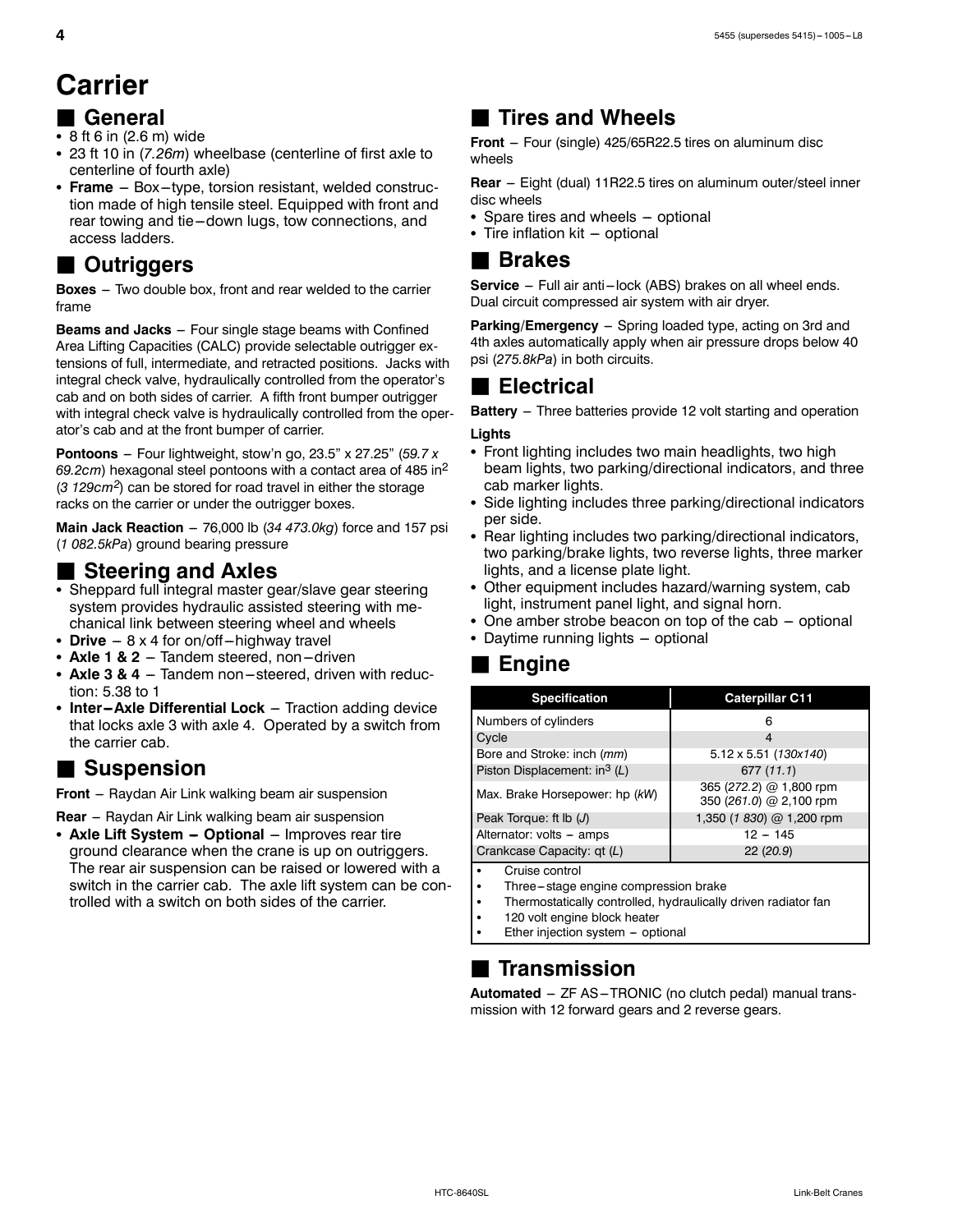# Carrier

## General

- 8 ft 6 in (2.6 m) wide
- 23 ft 10 in (*7.26m*) wheelbase (centerline of first axle to centerline of fourth axle)
- **Frame** – Box–type, torsion resistant, welded construction made of high tensile steel. Equipped with front and rear towing and tie–down lugs, tow connections, and access ladders.

## Outriggers

**Boxes** – Two double box, front and rear welded to the carrier frame

**Beams and Jacks** – Four single stage beams with Confined Area Lifting Capacities (CALC) provide selectable outrigger extensions of full, intermediate, and retracted positions. Jacks with integral check valve, hydraulically controlled from the operator's cab and on both sides of carrier. A fifth front bumper outrigger with integral check valve is hydraulically controlled from the operator's cab and at the front bumper of carrier.

**Pontoons** – Four lightweight, stow'n go, 23.5" x 27.25" (*59.7 x 69.2cm*) hexagonal steel pontoons with a contact area of 485 in$^2$ (*3 129cm$^2$*) can be stored for road travel in either the storage racks on the carrier or under the outrigger boxes.

**Main Jack Reaction** – 76,000 lb (*34 473.0kg*) force and 157 psi (*1 082.5kPa*) ground bearing pressure

## Steering and Axles

- Sheppard full integral master gear/slave gear steering system provides hydraulic assisted steering with mechanical link between steering wheel and wheels
- **Drive** – 8 x 4 for on/off–highway travel
- **Axle 1 & 2** – Tandem steered, non–driven
- **Axle 3 & 4** – Tandem non–steered, driven with reduction: 5.38 to 1
- **Inter–Axle Differential Lock** – Traction adding device that locks axle 3 with axle 4. Operated by a switch from the carrier cab.

## Suspension

**Front** – Raydan Air Link walking beam air suspension

**Rear** – Raydan Air Link walking beam air suspension

- **Axle Lift System – Optional** – Improves rear tire ground clearance when the crane is up on outriggers. The rear air suspension can be raised or lowered with a switch in the carrier cab. The axle lift system can be controlled with a switch on both sides of the carrier.

## Tires and Wheels

**Front** – Four (single) 425/65R22.5 tires on aluminum disc wheels

**Rear** – Eight (dual) 11R22.5 tires on aluminum outer/steel inner disc wheels

- Spare tires and wheels – optional
- Tire inflation kit – optional

## Brakes

**Service** – Full air anti–lock (ABS) brakes on all wheel ends. Dual circuit compressed air system with air dryer.

**Parking/Emergency** – Spring loaded type, acting on 3rd and 4th axles automatically apply when air pressure drops below 40 psi (*275.8kPa*) in both circuits.

## Electrical

**Battery** – Three batteries provide 12 volt starting and operation

**Lights**

- Front lighting includes two main headlights, two high beam lights, two parking/directional indicators, and three cab marker lights.
- Side lighting includes three parking/directional indicators per side.
- Rear lighting includes two parking/directional indicators, two parking/brake lights, two reverse lights, three marker lights, and a license plate light.
- Other equipment includes hazard/warning system, cab light, instrument panel light, and signal horn.
- One amber strobe beacon on top of the cab – optional
- Daytime running lights – optional

## Engine

| Specification | Caterpillar C11 |
| --- | --- |
| Numbers of cylinders | 6 |
| Cycle | 4 |
| Bore and Stroke: inch (*mm*) | 5.12 x 5.51 (*130x140*) |
| Piston Displacement: in$^3$ (*L*) | 677 (*11.1*) |
| Max. Brake Horsepower: hp (*kW*) | 365 (*272.2*) @ 1,800 rpm<br>350 (*261.0*) @ 2,100 rpm |
| Peak Torque: ft lb (*J*) | 1,350 (*1 830*) @ 1,200 rpm |
| Alternator: volts – amps | 12 – 145 |
| Crankcase Capacity: qt (*L*) | 22 (*20.9*) |

- Cruise control
- Three–stage engine compression brake
- Thermostatically controlled, hydraulically driven radiator fan
- 120 volt engine block heater
- Ether injection system – optional

## Transmission

**Automated** – ZF AS–TRONIC (no clutch pedal) manual transmission with 12 forward gears and 2 reverse gears.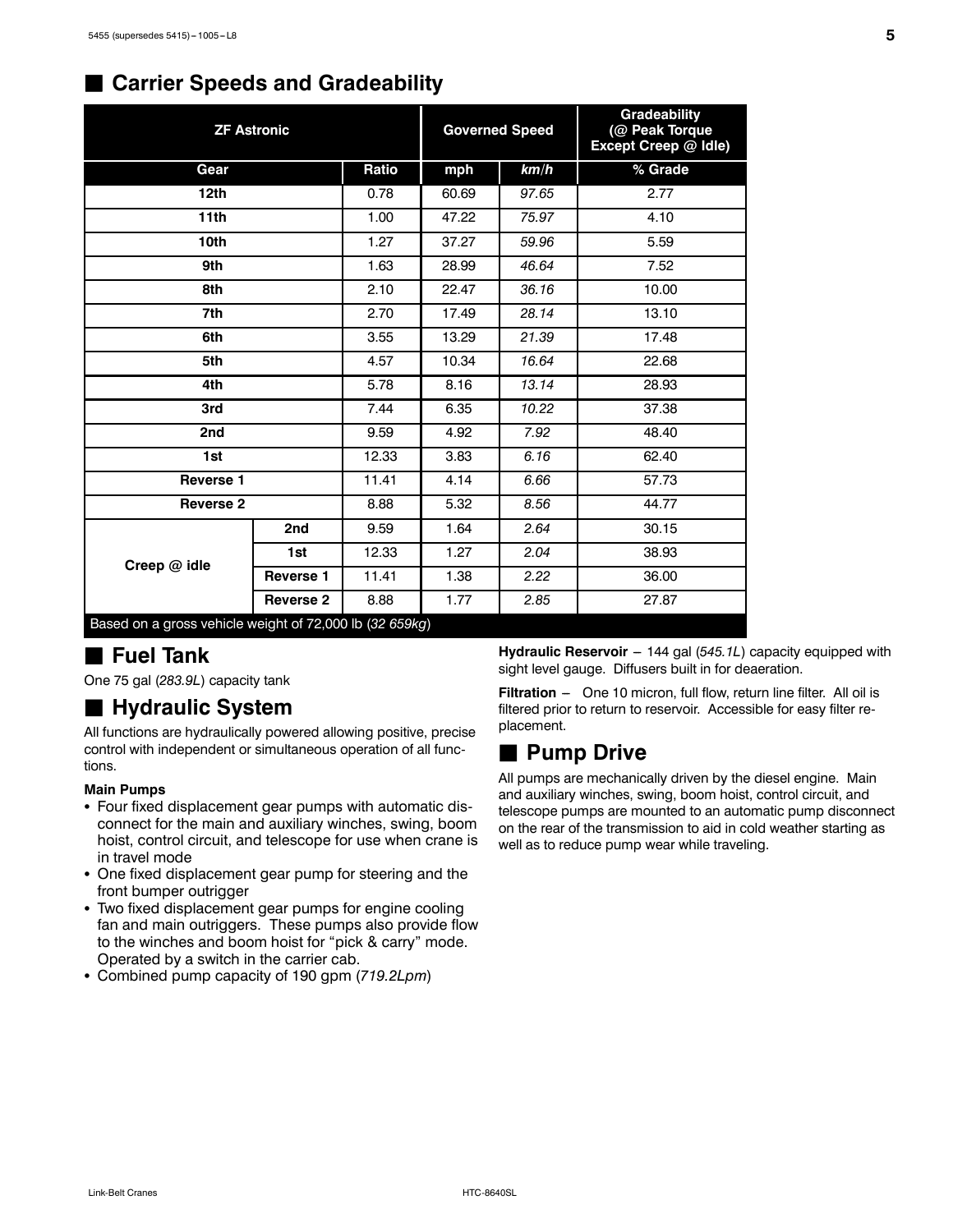## Carrier Speeds and Gradeability

| ZF Astronic | | | Governed Speed | | Gradeability (@ Peak Torque Except Creep @ Idle) |
|---|---|---|---|---|---|
| Gear | | Ratio | mph | *km/h* | % Grade |
| 12th | | 0.78 | 60.69 | *97.65* | 2.77 |
| 11th | | 1.00 | 47.22 | *75.97* | 4.10 |
| 10th | | 1.27 | 37.27 | *59.96* | 5.59 |
| 9th | | 1.63 | 28.99 | *46.64* | 7.52 |
| 8th | | 2.10 | 22.47 | *36.16* | 10.00 |
| 7th | | 2.70 | 17.49 | *28.14* | 13.10 |
| 6th | | 3.55 | 13.29 | *21.39* | 17.48 |
| 5th | | 4.57 | 10.34 | *16.64* | 22.68 |
| 4th | | 5.78 | 8.16 | *13.14* | 28.93 |
| 3rd | | 7.44 | 6.35 | *10.22* | 37.38 |
| 2nd | | 9.59 | 4.92 | *7.92* | 48.40 |
| 1st | | 12.33 | 3.83 | *6.16* | 62.40 |
| Reverse 1 | | 11.41 | 4.14 | *6.66* | 57.73 |
| Reverse 2 | | 8.88 | 5.32 | *8.56* | 44.77 |
| Creep @ idle | 2nd | 9.59 | 1.64 | *2.64* | 30.15 |
| | 1st | 12.33 | 1.27 | *2.04* | 38.93 |
| | Reverse 1 | 11.41 | 1.38 | *2.22* | 36.00 |
| | Reverse 2 | 8.88 | 1.77 | *2.85* | 27.87 |

Based on a gross vehicle weight of 72,000 lb (*32 659kg*)

## Fuel Tank

One 75 gal (*283.9L*) capacity tank

## Hydraulic System

All functions are hydraulically powered allowing positive, precise control with independent or simultaneous operation of all functions.

**Main Pumps**

- Four fixed displacement gear pumps with automatic disconnect for the main and auxiliary winches, swing, boom hoist, control circuit, and telescope for use when crane is in travel mode
- One fixed displacement gear pump for steering and the front bumper outrigger
- Two fixed displacement gear pumps for engine cooling fan and main outriggers. These pumps also provide flow to the winches and boom hoist for "pick & carry" mode. Operated by a switch in the carrier cab.
- Combined pump capacity of 190 gpm (*719.2Lpm*)

**Hydraulic Reservoir** – 144 gal (*545.1L*) capacity equipped with sight level gauge. Diffusers built in for deaeration.

**Filtration** – One 10 micron, full flow, return line filter. All oil is filtered prior to return to reservoir. Accessible for easy filter replacement.

## Pump Drive

All pumps are mechanically driven by the diesel engine. Main and auxiliary winches, swing, boom hoist, control circuit, and telescope pumps are mounted to an automatic pump disconnect on the rear of the transmission to aid in cold weather starting as well as to reduce pump wear while traveling.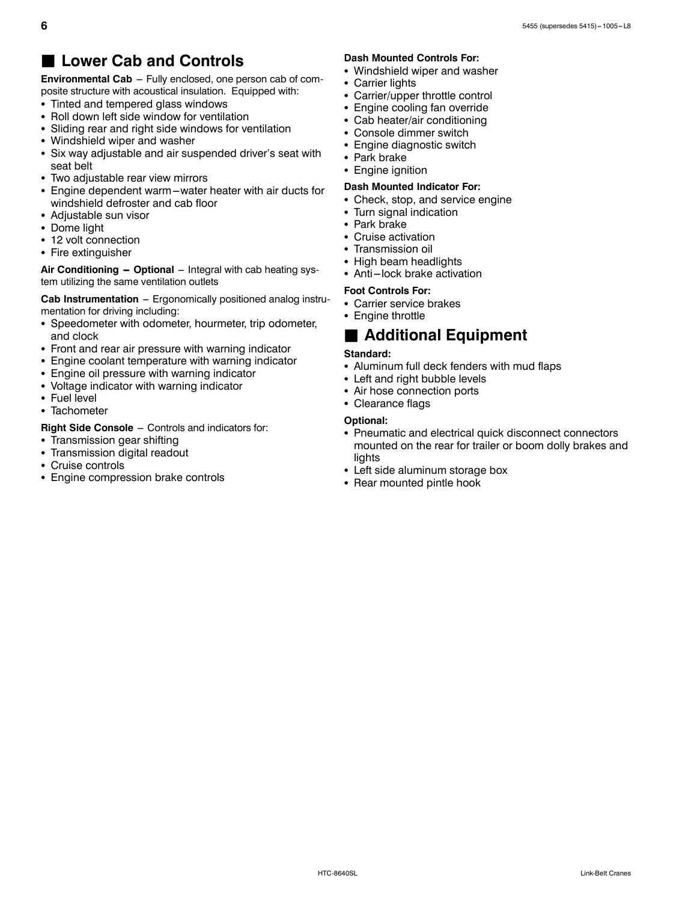## Lower Cab and Controls

**Environmental Cab** – Fully enclosed, one person cab of composite structure with acoustical insulation. Equipped with:

- Tinted and tempered glass windows
- Roll down left side window for ventilation
- Sliding rear and right side windows for ventilation
- Windshield wiper and washer
- Six way adjustable and air suspended driver's seat with seat belt
- Two adjustable rear view mirrors
- Engine dependent warm–water heater with air ducts for windshield defroster and cab floor
- Adjustable sun visor
- Dome light
- 12 volt connection
- Fire extinguisher

**Air Conditioning – Optional** – Integral with cab heating system utilizing the same ventilation outlets

**Cab Instrumentation** – Ergonomically positioned analog instrumentation for driving including:

- Speedometer with odometer, hourmeter, trip odometer, and clock
- Front and rear air pressure with warning indicator
- Engine coolant temperature with warning indicator
- Engine oil pressure with warning indicator
- Voltage indicator with warning indicator
- Fuel level
- Tachometer

**Right Side Console** – Controls and indicators for:

- Transmission gear shifting
- Transmission digital readout
- Cruise controls
- Engine compression brake controls

**Dash Mounted Controls For:**

- Windshield wiper and washer
- Carrier lights
- Carrier/upper throttle control
- Engine cooling fan override
- Cab heater/air conditioning
- Console dimmer switch
- Engine diagnostic switch
- Park brake
- Engine ignition

**Dash Mounted Indicator For:**

- Check, stop, and service engine
- Turn signal indication
- Park brake
- Cruise activation
- Transmission oil
- High beam headlights
- Anti–lock brake activation

**Foot Controls For:**

- Carrier service brakes
- Engine throttle

## Additional Equipment

**Standard:**

- Aluminum full deck fenders with mud flaps
- Left and right bubble levels
- Air hose connection ports
- Clearance flags

**Optional:**

- Pneumatic and electrical quick disconnect connectors mounted on the rear for trailer or boom dolly brakes and lights
- Left side aluminum storage box
- Rear mounted pintle hook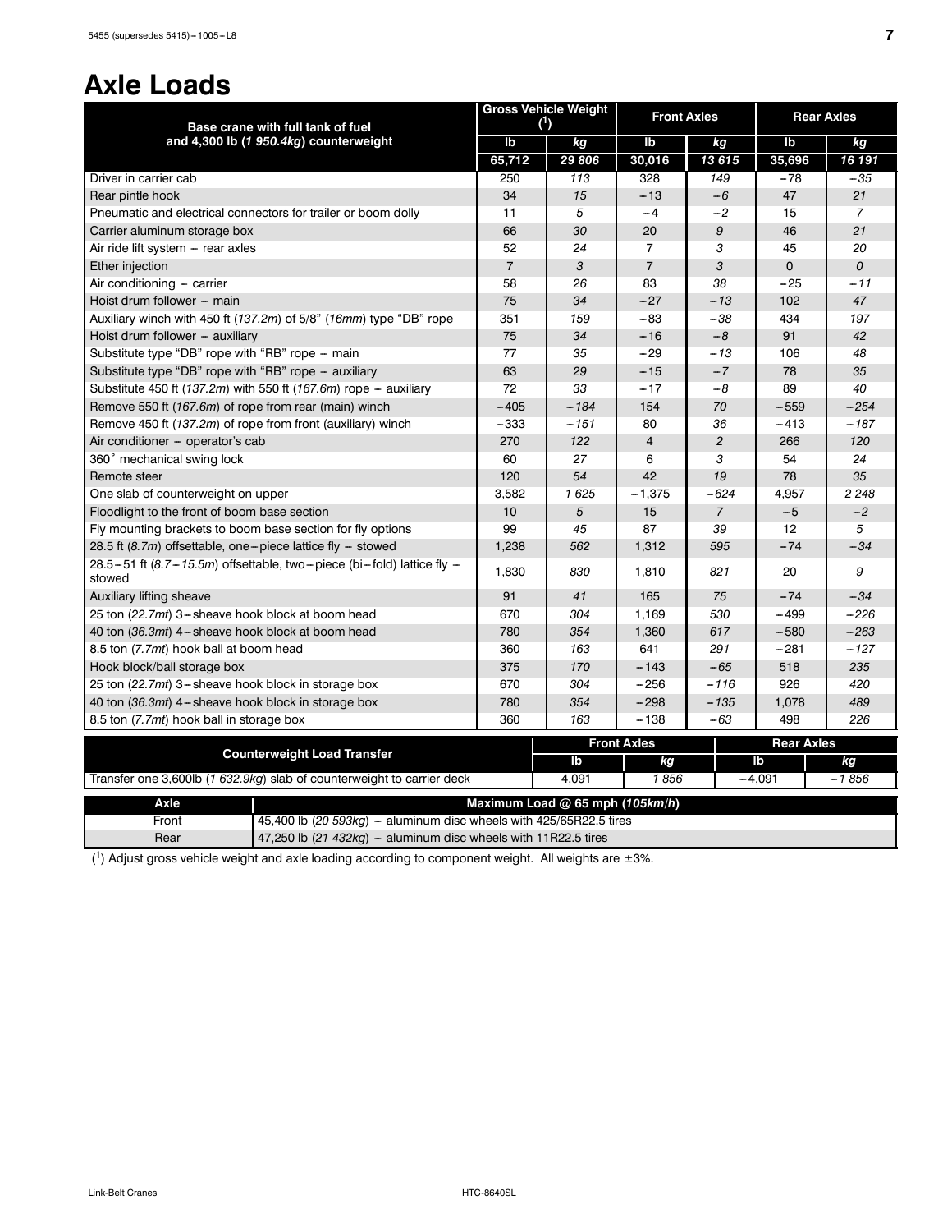# Axle Loads

| Base crane with full tank of fuel and 4,300 lb (*1 950.4kg*) counterweight | Gross Vehicle Weight ([1]) | | Front Axles | | Rear Axles | |
|---|---|---|---|---|---|---|
| | lb | *kg* | lb | *kg* | lb | *kg* |
| | 65,712 | *29 806* | 30,016 | *13 615* | 35,696 | *16 191* |
| Driver in carrier cab | 250 | *113* | 328 | *149* | −78 | *−35* |
| Rear pintle hook | 34 | *15* | −13 | *−6* | 47 | *21* |
| Pneumatic and electrical connectors for trailer or boom dolly | 11 | *5* | −4 | *−2* | 15 | *7* |
| Carrier aluminum storage box | 66 | *30* | 20 | *9* | 46 | *21* |
| Air ride lift system − rear axles | 52 | *24* | 7 | *3* | 45 | *20* |
| Ether injection | 7 | *3* | 7 | *3* | 0 | *0* |
| Air conditioning − carrier | 58 | *26* | 83 | *38* | −25 | *−11* |
| Hoist drum follower − main | 75 | *34* | −27 | *−13* | 102 | *47* |
| Auxiliary winch with 450 ft (*137.2m*) of 5/8" (*16mm*) type "DB" rope | 351 | *159* | −83 | *−38* | 434 | *197* |
| Hoist drum follower − auxiliary | 75 | *34* | −16 | *−8* | 91 | *42* |
| Substitute type "DB" rope with "RB" rope − main | 77 | *35* | −29 | *−13* | 106 | *48* |
| Substitute type "DB" rope with "RB" rope − auxiliary | 63 | *29* | −15 | *−7* | 78 | *35* |
| Substitute 450 ft (*137.2m*) with 550 ft (*167.6m*) rope − auxiliary | 72 | *33* | −17 | *−8* | 89 | *40* |
| Remove 550 ft (*167.6m*) of rope from rear (main) winch | −405 | *−184* | 154 | *70* | −559 | *−254* |
| Remove 450 ft (*137.2m*) of rope from front (auxiliary) winch | −333 | *−151* | 80 | *36* | −413 | *−187* |
| Air conditioner − operator's cab | 270 | *122* | 4 | *2* | 266 | *120* |
| 360° mechanical swing lock | 60 | *27* | 6 | *3* | 54 | *24* |
| Remote steer | 120 | *54* | 42 | *19* | 78 | *35* |
| One slab of counterweight on upper | 3,582 | *1 625* | −1,375 | *−624* | 4,957 | *2 248* |
| Floodlight to the front of boom base section | 10 | *5* | 15 | *7* | −5 | *−2* |
| Fly mounting brackets to boom base section for fly options | 99 | *45* | 87 | *39* | 12 | *5* |
| 28.5 ft (*8.7m*) offsettable, one−piece lattice fly − stowed | 1,238 | *562* | 1,312 | *595* | −74 | *−34* |
| 28.5−51 ft (*8.7−15.5m*) offsettable, two−piece (bi−fold) lattice fly − stowed | 1,830 | *830* | 1,810 | *821* | 20 | *9* |
| Auxiliary lifting sheave | 91 | *41* | 165 | *75* | −74 | *−34* |
| 25 ton (*22.7mt*) 3−sheave hook block at boom head | 670 | *304* | 1,169 | *530* | −499 | *−226* |
| 40 ton (*36.3mt*) 4−sheave hook block at boom head | 780 | *354* | 1,360 | *617* | −580 | *−263* |
| 8.5 ton (*7.7mt*) hook ball at boom head | 360 | *163* | 641 | *291* | −281 | *−127* |
| Hook block/ball storage box | 375 | *170* | −143 | *−65* | 518 | *235* |
| 25 ton (*22.7mt*) 3−sheave hook block in storage box | 670 | *304* | −256 | *−116* | 926 | *420* |
| 40 ton (*36.3mt*) 4−sheave hook block in storage box | 780 | *354* | −298 | *−135* | 1,078 | *489* |
| 8.5 ton (*7.7mt*) hook ball in storage box | 360 | *163* | −138 | *−63* | 498 | *226* |

| Counterweight Load Transfer | Front Axles | | Rear Axles | |
|---|---|---|---|---|
| | lb | *kg* | lb | *kg* |
| Transfer one 3,600lb (*1 632.9kg*) slab of counterweight to carrier deck | 4,091 | *1 856* | −4,091 | *−1 856* |

| Axle | Maximum Load @ 65 mph (*105km/h*) |
|---|---|
| Front | 45,400 lb (*20 593kg*) − aluminum disc wheels with 425/65R22.5 tires |
| Rear | 47,250 lb (*21 432kg*) − aluminum disc wheels with 11R22.5 tires |

([1]) Adjust gross vehicle weight and axle loading according to component weight. All weights are ±3%.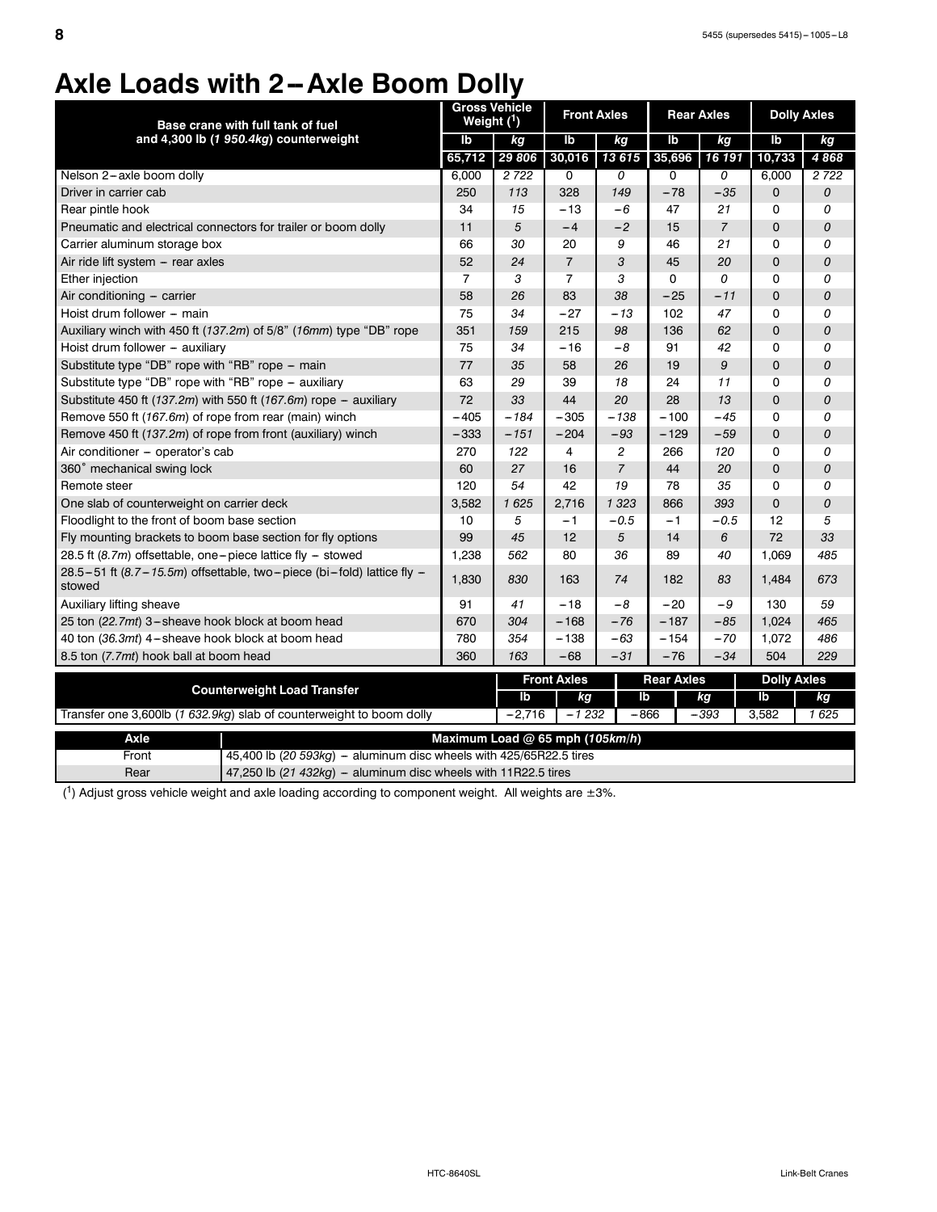# Axle Loads with 2–Axle Boom Dolly

| Base crane with full tank of fuel and 4,300 lb (*1 950.4kg*) counterweight | Gross Vehicle Weight ([1]) | | Front Axles | | Rear Axles | | Dolly Axles | |
|---|---|---|---|---|---|---|---|---|
| | lb | *kg* | lb | *kg* | lb | *kg* | lb | *kg* |
| | 65,712 | *29 806* | 30,016 | *13 615* | 35,696 | *16 191* | 10,733 | *4 868* |
| Nelson 2–axle boom dolly | 6,000 | *2 722* | 0 | *0* | 0 | *0* | 6,000 | *2 722* |
| Driver in carrier cab | 250 | *113* | 328 | *149* | −78 | *−35* | 0 | *0* |
| Rear pintle hook | 34 | *15* | −13 | *−6* | 47 | *21* | 0 | *0* |
| Pneumatic and electrical connectors for trailer or boom dolly | 11 | *5* | −4 | *−2* | 15 | *7* | 0 | *0* |
| Carrier aluminum storage box | 66 | *30* | 20 | *9* | 46 | *21* | 0 | *0* |
| Air ride lift system – rear axles | 52 | *24* | 7 | *3* | 45 | *20* | 0 | *0* |
| Ether injection | 7 | *3* | 7 | *3* | 0 | *0* | 0 | *0* |
| Air conditioning – carrier | 58 | *26* | 83 | *38* | −25 | *−11* | 0 | *0* |
| Hoist drum follower – main | 75 | *34* | −27 | *−13* | 102 | *47* | 0 | *0* |
| Auxiliary winch with 450 ft (*137.2m*) of 5/8" (*16mm*) type "DB" rope | 351 | *159* | 215 | *98* | 136 | *62* | 0 | *0* |
| Hoist drum follower – auxiliary | 75 | *34* | −16 | *−8* | 91 | *42* | 0 | *0* |
| Substitute type "DB" rope with "RB" rope – main | 77 | *35* | 58 | *26* | 19 | *9* | 0 | *0* |
| Substitute type "DB" rope with "RB" rope – auxiliary | 63 | *29* | 39 | *18* | 24 | *11* | 0 | *0* |
| Substitute 450 ft (*137.2m*) with 550 ft (*167.6m*) rope – auxiliary | 72 | *33* | 44 | *20* | 28 | *13* | 0 | *0* |
| Remove 550 ft (*167.6m*) of rope from rear (main) winch | −405 | *−184* | −305 | *−138* | −100 | *−45* | 0 | *0* |
| Remove 450 ft (*137.2m*) of rope from front (auxiliary) winch | −333 | *−151* | −204 | *−93* | −129 | *−59* | 0 | *0* |
| Air conditioner – operator's cab | 270 | *122* | 4 | *2* | 266 | *120* | 0 | *0* |
| 360° mechanical swing lock | 60 | *27* | 16 | *7* | 44 | *20* | 0 | *0* |
| Remote steer | 120 | *54* | 42 | *19* | 78 | *35* | 0 | *0* |
| One slab of counterweight on carrier deck | 3,582 | *1 625* | 2,716 | *1 323* | 866 | *393* | 0 | *0* |
| Floodlight to the front of boom base section | 10 | *5* | −1 | *−0.5* | −1 | *−0.5* | 12 | *5* |
| Fly mounting brackets to boom base section for fly options | 99 | *45* | 12 | *5* | 14 | *6* | 72 | *33* |
| 28.5 ft (*8.7m*) offsettable, one–piece lattice fly – stowed | 1,238 | *562* | 80 | *36* | 89 | *40* | 1,069 | *485* |
| 28.5–51 ft (*8.7–15.5m*) offsettable, two–piece (bi–fold) lattice fly – stowed | 1,830 | *830* | 163 | *74* | 182 | *83* | 1,484 | *673* |
| Auxiliary lifting sheave | 91 | *41* | −18 | *−8* | −20 | *−9* | 130 | *59* |
| 25 ton (*22.7mt*) 3–sheave hook block at boom head | 670 | *304* | −168 | *−76* | −187 | *−85* | 1,024 | *465* |
| 40 ton (*36.3mt*) 4–sheave hook block at boom head | 780 | *354* | −138 | *−63* | −154 | *−70* | 1,072 | *486* |
| 8.5 ton (*7.7mt*) hook ball at boom head | 360 | *163* | −68 | *−31* | −76 | *−34* | 504 | *229* |

| Counterweight Load Transfer | Front Axles | | Rear Axles | | Dolly Axles | |
|---|---|---|---|---|---|---|
| | lb | *kg* | lb | *kg* | lb | *kg* |
| Transfer one 3,600lb (*1 632.9kg*) slab of counterweight to boom dolly | −2,716 | *−1 232* | −866 | *−393* | 3,582 | *1 625* |

| Axle | Maximum Load @ 65 mph (*105km/h*) |
|---|---|
| Front | 45,400 lb (*20 593kg*) – aluminum disc wheels with 425/65R22.5 tires |
| Rear | 47,250 lb (*21 432kg*) – aluminum disc wheels with 11R22.5 tires |

([1]) Adjust gross vehicle weight and axle loading according to component weight. All weights are ±3%.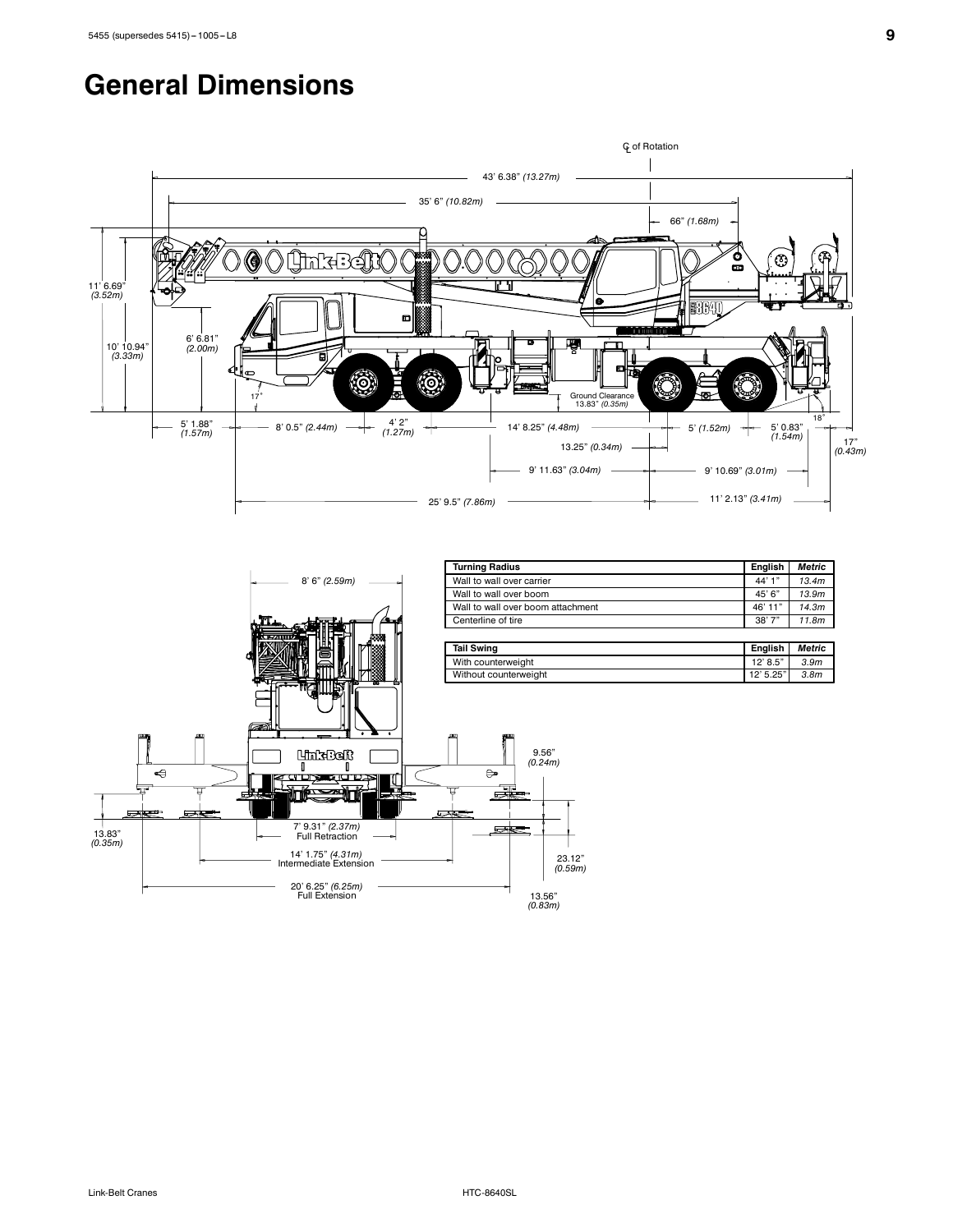# General Dimensions

| Turning Radius | English | Metric |
|---|---|---|
| Wall to wall over carrier | 44' 1" | 13.4m |
| Wall to wall over boom | 45' 6" | 13.9m |
| Wall to wall over boom attachment | 46' 11" | 14.3m |
| Centerline of tire | 38' 7" | 11.8m |

| Tail Swing | English | Metric |
|---|---|---|
| With counterweight | 12' 8.5" | 3.9m |
| Without counterweight | 12' 5.25" | 3.8m |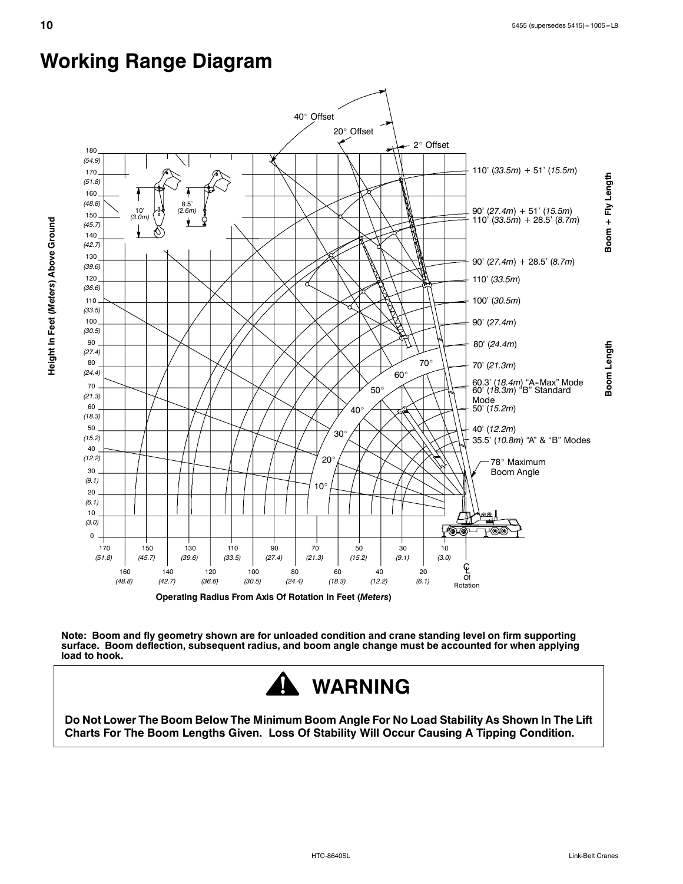# Working Range Diagram

40° Offset

20° Offset

2° Offset

110' (*33.5m*) + 51' (*15.5m*)

90' (*27.4m*) + 51' (*15.5m*)

110' (*33.5m*) + 28.5' (*8.7m*)

90' (*27.4m*) + 28.5' (*8.7m*)

**Boom + Fly Length**

110' (*33.5m*)

100' (*30.5m*)

90' (*27.4m*)

80' (*24.4m*)

70' (*21.3m*)

60.3' (*18.4m*) "A-Max" Mode

60' (*18.3m*) "B" Standard Mode

50' (*15.2m*)

40' (*12.2m*)

35.5' (*10.8m*) "A" & "B" Modes

**Boom Length**

78° Maximum Boom Angle

10' (*3.0m*)

8.5' (*2.6m*)

**Height In Feet (*Meters*) Above Ground**

**Operating Radius From Axis Of Rotation In Feet (*Meters*)**

℄ Of Rotation

**Note: Boom and fly geometry shown are for unloaded condition and crane standing level on firm supporting surface. Boom deflection, subsequent radius, and boom angle change must be accounted for when applying load to hook.**

## WARNING

**Do Not Lower The Boom Below The Minimum Boom Angle For No Load Stability As Shown In The Lift Charts For The Boom Lengths Given. Loss Of Stability Will Occur Causing A Tipping Condition.**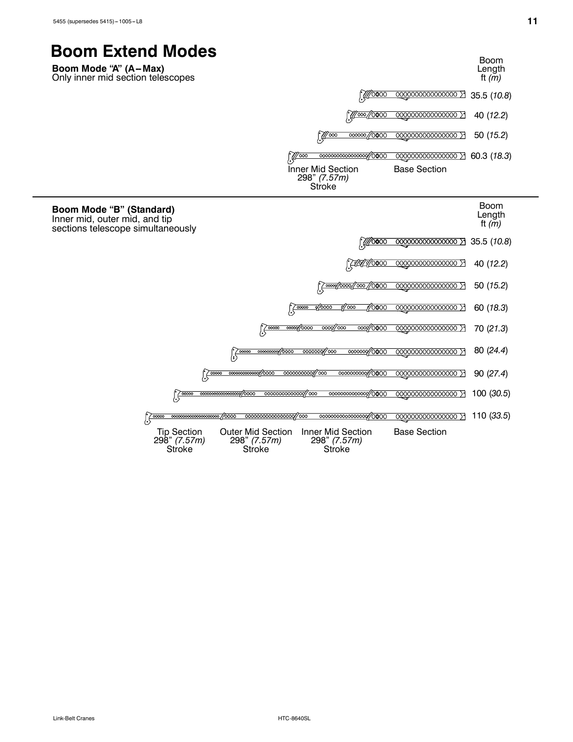# Boom Extend Modes

**Boom Mode "A" (A–Max)**
Only inner mid section telescopes

| Boom Length ft *(m)* |
|---|
| 35.5 (*10.8*) |
| 40 (*12.2*) |
| 50 (*15.2*) |
| 60.3 (*18.3*) |

Inner Mid Section 298" *(7.57m)* Stroke

Base Section

**Boom Mode "B" (Standard)**
Inner mid, outer mid, and tip sections telescope simultaneously

| Boom Length ft *(m)* |
|---|
| 35.5 (*10.8*) |
| 40 (*12.2*) |
| 50 (*15.2*) |
| 60 (*18.3*) |
| 70 (*21.3*) |
| 80 (*24.4*) |
| 90 (*27.4*) |
| 100 (*30.5*) |
| 110 (*33.5*) |

Tip Section 298" *(7.57m)* Stroke

Outer Mid Section 298" *(7.57m)* Stroke

Inner Mid Section 298" *(7.57m)* Stroke

Base Section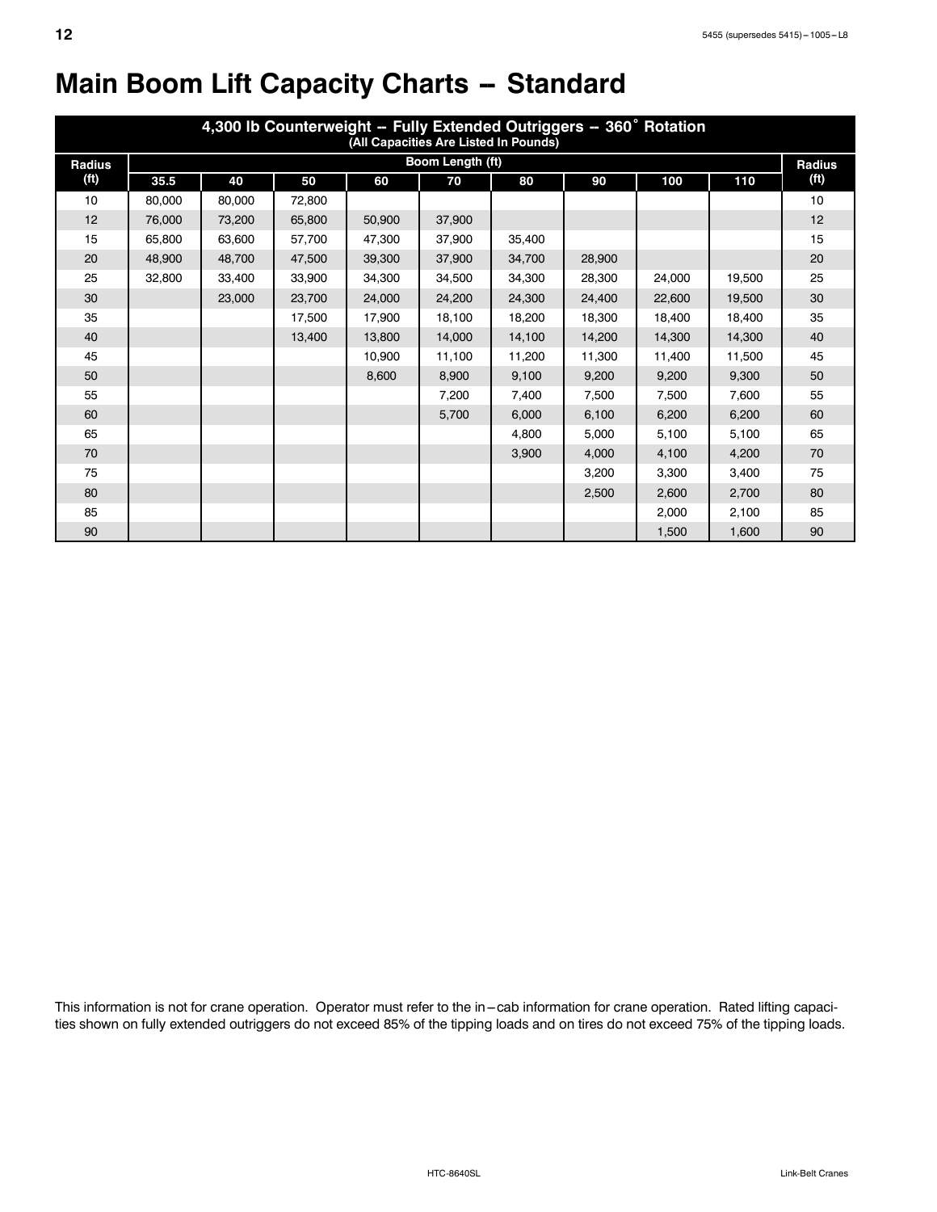# Main Boom Lift Capacity Charts – Standard

| 4,300 lb Counterweight -- Fully Extended Outriggers -- 360˚ Rotation (All Capacities Are Listed In Pounds) | | | | | | | | | | |
|---|---|---|---|---|---|---|---|---|---|---|
| Radius (ft) | Boom Length (ft) | | | | | | | | | Radius (ft) |
| | 35.5 | 40 | 50 | 60 | 70 | 80 | 90 | 100 | 110 | |
| 10 | 80,000 | 80,000 | 72,800 | | | | | | | 10 |
| 12 | 76,000 | 73,200 | 65,800 | 50,900 | 37,900 | | | | | 12 |
| 15 | 65,800 | 63,600 | 57,700 | 47,300 | 37,900 | 35,400 | | | | 15 |
| 20 | 48,900 | 48,700 | 47,500 | 39,300 | 37,900 | 34,700 | 28,900 | | | 20 |
| 25 | 32,800 | 33,400 | 33,900 | 34,300 | 34,500 | 34,300 | 28,300 | 24,000 | 19,500 | 25 |
| 30 | | 23,000 | 23,700 | 24,000 | 24,200 | 24,300 | 24,400 | 22,600 | 19,500 | 30 |
| 35 | | | 17,500 | 17,900 | 18,100 | 18,200 | 18,300 | 18,400 | 18,400 | 35 |
| 40 | | | 13,400 | 13,800 | 14,000 | 14,100 | 14,200 | 14,300 | 14,300 | 40 |
| 45 | | | | 10,900 | 11,100 | 11,200 | 11,300 | 11,400 | 11,500 | 45 |
| 50 | | | | 8,600 | 8,900 | 9,100 | 9,200 | 9,200 | 9,300 | 50 |
| 55 | | | | | 7,200 | 7,400 | 7,500 | 7,500 | 7,600 | 55 |
| 60 | | | | | 5,700 | 6,000 | 6,100 | 6,200 | 6,200 | 60 |
| 65 | | | | | | 4,800 | 5,000 | 5,100 | 5,100 | 65 |
| 70 | | | | | | 3,900 | 4,000 | 4,100 | 4,200 | 70 |
| 75 | | | | | | | 3,200 | 3,300 | 3,400 | 75 |
| 80 | | | | | | | 2,500 | 2,600 | 2,700 | 80 |
| 85 | | | | | | | | 2,000 | 2,100 | 85 |
| 90 | | | | | | | | 1,500 | 1,600 | 90 |

This information is not for crane operation. Operator must refer to the in–cab information for crane operation. Rated lifting capacities shown on fully extended outriggers do not exceed 85% of the tipping loads and on tires do not exceed 75% of the tipping loads.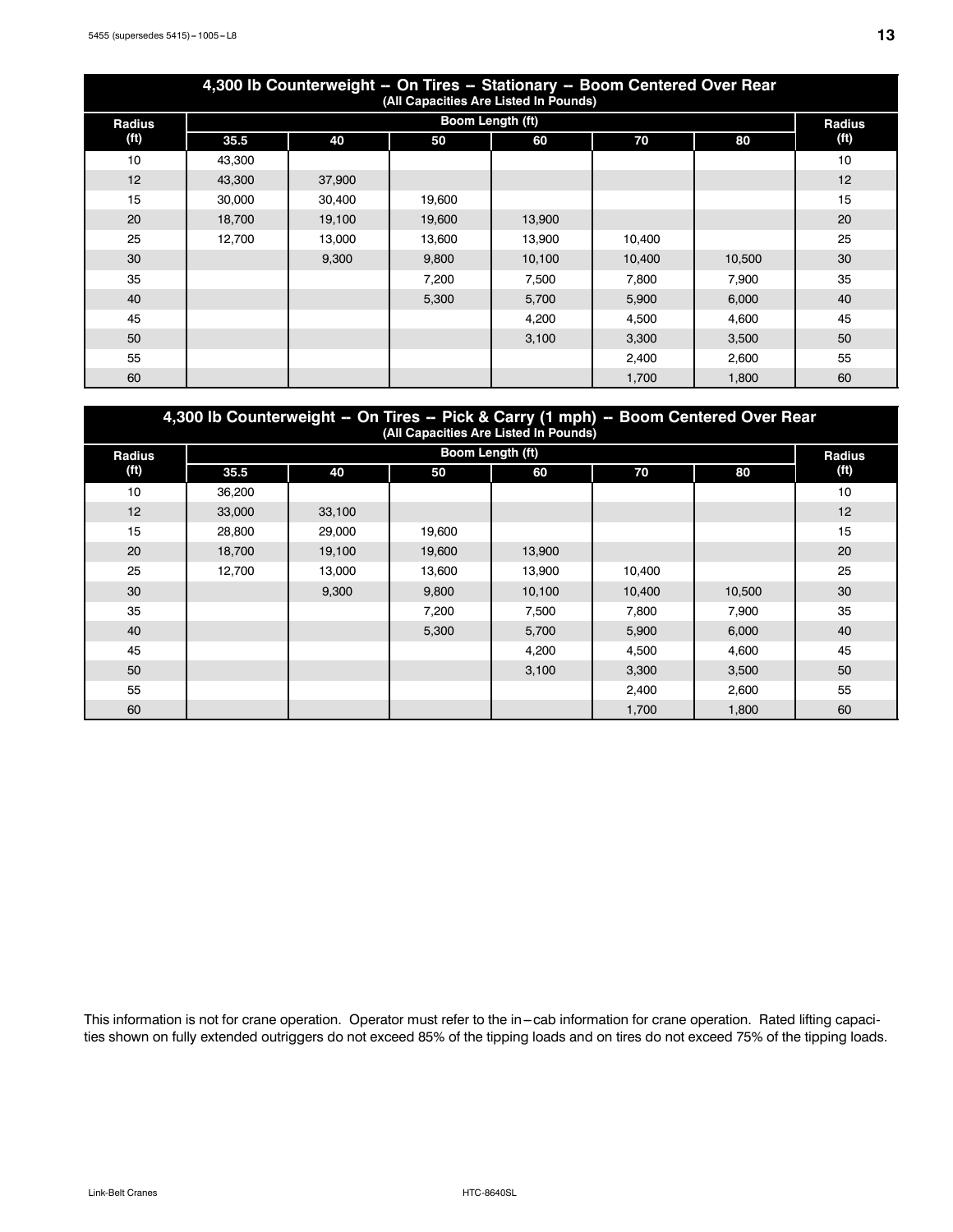## 4,300 lb Counterweight -- On Tires -- Stationary -- Boom Centered Over Rear

(All Capacities Are Listed In Pounds)

| Radius (ft) | Boom Length (ft) | | | | | | Radius (ft) |
|---|---|---|---|---|---|---|---|
| | 35.5 | 40 | 50 | 60 | 70 | 80 | |
| 10 | 43,300 | | | | | | 10 |
| 12 | 43,300 | 37,900 | | | | | 12 |
| 15 | 30,000 | 30,400 | 19,600 | | | | 15 |
| 20 | 18,700 | 19,100 | 19,600 | 13,900 | | | 20 |
| 25 | 12,700 | 13,000 | 13,600 | 13,900 | 10,400 | | 25 |
| 30 | | 9,300 | 9,800 | 10,100 | 10,400 | 10,500 | 30 |
| 35 | | | 7,200 | 7,500 | 7,800 | 7,900 | 35 |
| 40 | | | 5,300 | 5,700 | 5,900 | 6,000 | 40 |
| 45 | | | | 4,200 | 4,500 | 4,600 | 45 |
| 50 | | | | 3,100 | 3,300 | 3,500 | 50 |
| 55 | | | | | 2,400 | 2,600 | 55 |
| 60 | | | | | 1,700 | 1,800 | 60 |

## 4,300 lb Counterweight -- On Tires -- Pick & Carry (1 mph) -- Boom Centered Over Rear

(All Capacities Are Listed In Pounds)

| Radius (ft) | Boom Length (ft) | | | | | | Radius (ft) |
|---|---|---|---|---|---|---|---|
| | 35.5 | 40 | 50 | 60 | 70 | 80 | |
| 10 | 36,200 | | | | | | 10 |
| 12 | 33,000 | 33,100 | | | | | 12 |
| 15 | 28,800 | 29,000 | 19,600 | | | | 15 |
| 20 | 18,700 | 19,100 | 19,600 | 13,900 | | | 20 |
| 25 | 12,700 | 13,000 | 13,600 | 13,900 | 10,400 | | 25 |
| 30 | | 9,300 | 9,800 | 10,100 | 10,400 | 10,500 | 30 |
| 35 | | | 7,200 | 7,500 | 7,800 | 7,900 | 35 |
| 40 | | | 5,300 | 5,700 | 5,900 | 6,000 | 40 |
| 45 | | | | 4,200 | 4,500 | 4,600 | 45 |
| 50 | | | | 3,100 | 3,300 | 3,500 | 50 |
| 55 | | | | | 2,400 | 2,600 | 55 |
| 60 | | | | | 1,700 | 1,800 | 60 |

This information is not for crane operation. Operator must refer to the in–cab information for crane operation. Rated lifting capacities shown on fully extended outriggers do not exceed 85% of the tipping loads and on tires do not exceed 75% of the tipping loads.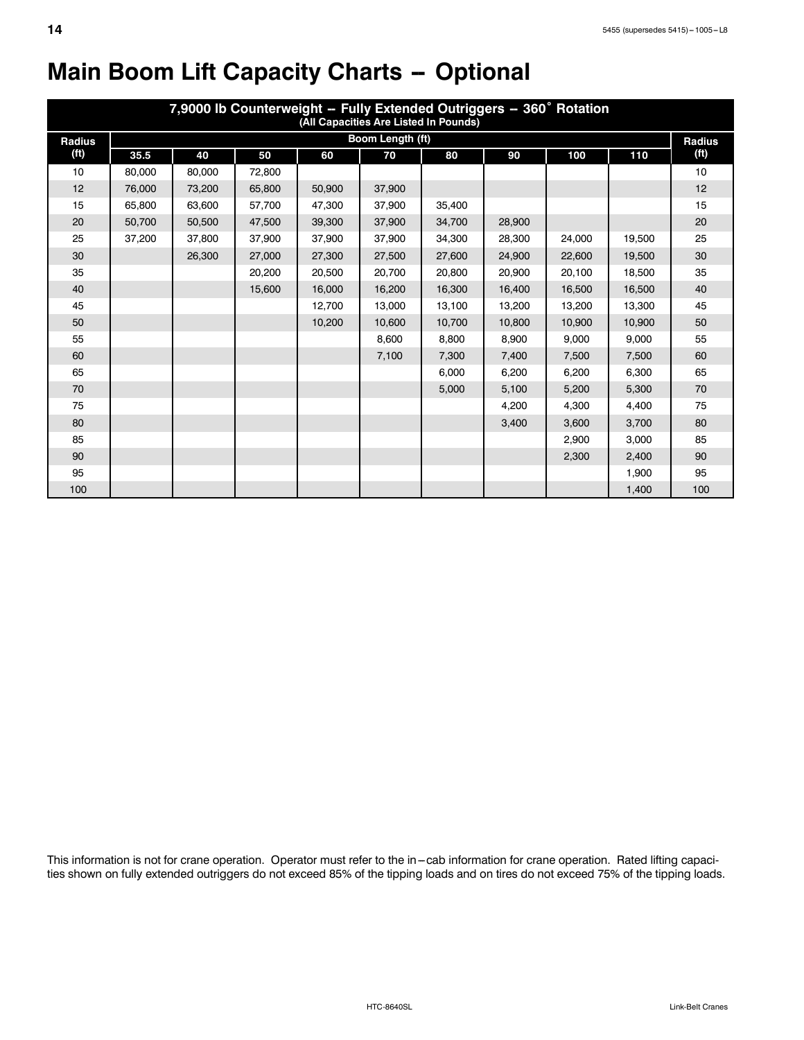# Main Boom Lift Capacity Charts – Optional

| 7,9000 lb Counterweight -- Fully Extended Outriggers -- 360° Rotation (All Capacities Are Listed In Pounds) | | | | | | | | | | |
|---|---|---|---|---|---|---|---|---|---|---|
| Radius (ft) | Boom Length (ft) | | | | | | | | | Radius (ft) |
| | 35.5 | 40 | 50 | 60 | 70 | 80 | 90 | 100 | 110 | |
| 10 | 80,000 | 80,000 | 72,800 | | | | | | | 10 |
| 12 | 76,000 | 73,200 | 65,800 | 50,900 | 37,900 | | | | | 12 |
| 15 | 65,800 | 63,600 | 57,700 | 47,300 | 37,900 | 35,400 | | | | 15 |
| 20 | 50,700 | 50,500 | 47,500 | 39,300 | 37,900 | 34,700 | 28,900 | | | 20 |
| 25 | 37,200 | 37,800 | 37,900 | 37,900 | 37,900 | 34,300 | 28,300 | 24,000 | 19,500 | 25 |
| 30 | | 26,300 | 27,000 | 27,300 | 27,500 | 27,600 | 24,900 | 22,600 | 19,500 | 30 |
| 35 | | | 20,200 | 20,500 | 20,700 | 20,800 | 20,900 | 20,100 | 18,500 | 35 |
| 40 | | | 15,600 | 16,000 | 16,200 | 16,300 | 16,400 | 16,500 | 16,500 | 40 |
| 45 | | | | 12,700 | 13,000 | 13,100 | 13,200 | 13,200 | 13,300 | 45 |
| 50 | | | | 10,200 | 10,600 | 10,700 | 10,800 | 10,900 | 10,900 | 50 |
| 55 | | | | | 8,600 | 8,800 | 8,900 | 9,000 | 9,000 | 55 |
| 60 | | | | | 7,100 | 7,300 | 7,400 | 7,500 | 7,500 | 60 |
| 65 | | | | | | 6,000 | 6,200 | 6,200 | 6,300 | 65 |
| 70 | | | | | | 5,000 | 5,100 | 5,200 | 5,300 | 70 |
| 75 | | | | | | | 4,200 | 4,300 | 4,400 | 75 |
| 80 | | | | | | | 3,400 | 3,600 | 3,700 | 80 |
| 85 | | | | | | | | 2,900 | 3,000 | 85 |
| 90 | | | | | | | | 2,300 | 2,400 | 90 |
| 95 | | | | | | | | | 1,900 | 95 |
| 100 | | | | | | | | | 1,400 | 100 |

This information is not for crane operation. Operator must refer to the in–cab information for crane operation. Rated lifting capacities shown on fully extended outriggers do not exceed 85% of the tipping loads and on tires do not exceed 75% of the tipping loads.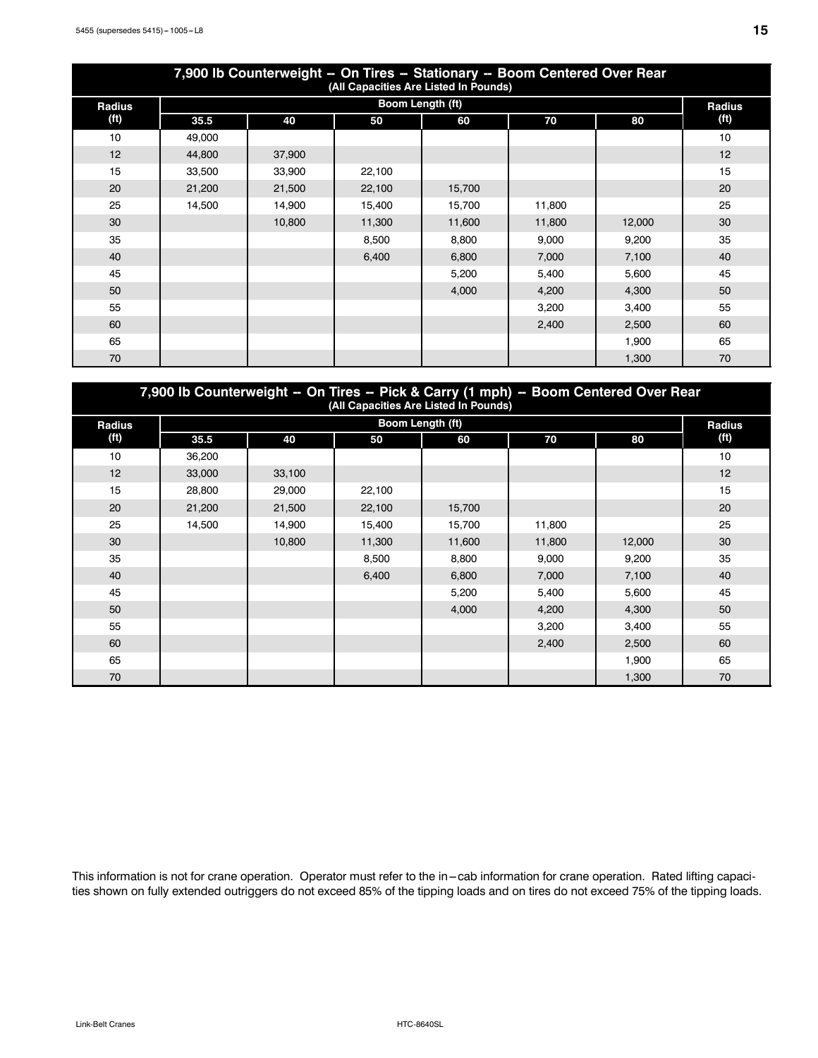## 7,900 lb Counterweight -- On Tires -- Stationary -- Boom Centered Over Rear

(All Capacities Are Listed In Pounds)

| Radius (ft) | Boom Length (ft) | | | | | | Radius (ft) |
|---|---|---|---|---|---|---|---|
| | 35.5 | 40 | 50 | 60 | 70 | 80 | |
| 10 | 49,000 | | | | | | 10 |
| 12 | 44,800 | 37,900 | | | | | 12 |
| 15 | 33,500 | 33,900 | 22,100 | | | | 15 |
| 20 | 21,200 | 21,500 | 22,100 | 15,700 | | | 20 |
| 25 | 14,500 | 14,900 | 15,400 | 15,700 | 11,800 | | 25 |
| 30 | | 10,800 | 11,300 | 11,600 | 11,800 | 12,000 | 30 |
| 35 | | | 8,500 | 8,800 | 9,000 | 9,200 | 35 |
| 40 | | | 6,400 | 6,800 | 7,000 | 7,100 | 40 |
| 45 | | | | 5,200 | 5,400 | 5,600 | 45 |
| 50 | | | | 4,000 | 4,200 | 4,300 | 50 |
| 55 | | | | | 3,200 | 3,400 | 55 |
| 60 | | | | | 2,400 | 2,500 | 60 |
| 65 | | | | | | 1,900 | 65 |
| 70 | | | | | | 1,300 | 70 |

## 7,900 lb Counterweight -- On Tires -- Pick & Carry (1 mph) -- Boom Centered Over Rear

(All Capacities Are Listed In Pounds)

| Radius (ft) | Boom Length (ft) | | | | | | Radius (ft) |
|---|---|---|---|---|---|---|---|
| | 35.5 | 40 | 50 | 60 | 70 | 80 | |
| 10 | 36,200 | | | | | | 10 |
| 12 | 33,000 | 33,100 | | | | | 12 |
| 15 | 28,800 | 29,000 | 22,100 | | | | 15 |
| 20 | 21,200 | 21,500 | 22,100 | 15,700 | | | 20 |
| 25 | 14,500 | 14,900 | 15,400 | 15,700 | 11,800 | | 25 |
| 30 | | 10,800 | 11,300 | 11,600 | 11,800 | 12,000 | 30 |
| 35 | | | 8,500 | 8,800 | 9,000 | 9,200 | 35 |
| 40 | | | 6,400 | 6,800 | 7,000 | 7,100 | 40 |
| 45 | | | | 5,200 | 5,400 | 5,600 | 45 |
| 50 | | | | 4,000 | 4,200 | 4,300 | 50 |
| 55 | | | | | 3,200 | 3,400 | 55 |
| 60 | | | | | 2,400 | 2,500 | 60 |
| 65 | | | | | | 1,900 | 65 |
| 70 | | | | | | 1,300 | 70 |

This information is not for crane operation. Operator must refer to the in–cab information for crane operation. Rated lifting capacities shown on fully extended outriggers do not exceed 85% of the tipping loads and on tires do not exceed 75% of the tipping loads.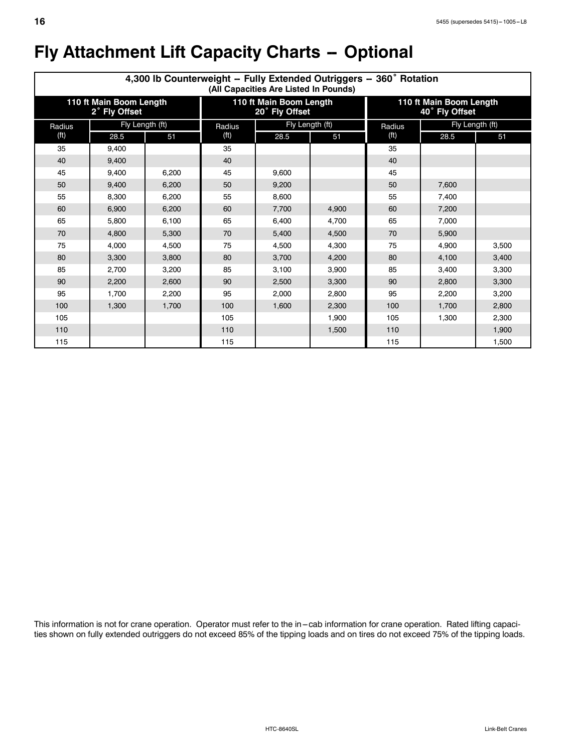# Fly Attachment Lift Capacity Charts -- Optional

| 4,300 lb Counterweight -- Fully Extended Outriggers -- 360˚ Rotation (All Capacities Are Listed In Pounds) | | | | | | | | |
|---|---|---|---|---|---|---|---|---|
| 110 ft Main Boom Length 2˚ Fly Offset | | | 110 ft Main Boom Length 20˚ Fly Offset | | | 110 ft Main Boom Length 40˚ Fly Offset | | |
| Radius (ft) | Fly Length (ft) | | Radius (ft) | Fly Length (ft) | | Radius (ft) | Fly Length (ft) | |
| | 28.5 | 51 | | 28.5 | 51 | | 28.5 | 51 |
| 35 | 9,400 | | 35 | | | 35 | | |
| 40 | 9,400 | | 40 | | | 40 | | |
| 45 | 9,400 | 6,200 | 45 | 9,600 | | 45 | | |
| 50 | 9,400 | 6,200 | 50 | 9,200 | | 50 | 7,600 | |
| 55 | 8,300 | 6,200 | 55 | 8,600 | | 55 | 7,400 | |
| 60 | 6,900 | 6,200 | 60 | 7,700 | 4,900 | 60 | 7,200 | |
| 65 | 5,800 | 6,100 | 65 | 6,400 | 4,700 | 65 | 7,000 | |
| 70 | 4,800 | 5,300 | 70 | 5,400 | 4,500 | 70 | 5,900 | |
| 75 | 4,000 | 4,500 | 75 | 4,500 | 4,300 | 75 | 4,900 | 3,500 |
| 80 | 3,300 | 3,800 | 80 | 3,700 | 4,200 | 80 | 4,100 | 3,400 |
| 85 | 2,700 | 3,200 | 85 | 3,100 | 3,900 | 85 | 3,400 | 3,300 |
| 90 | 2,200 | 2,600 | 90 | 2,500 | 3,300 | 90 | 2,800 | 3,300 |
| 95 | 1,700 | 2,200 | 95 | 2,000 | 2,800 | 95 | 2,200 | 3,200 |
| 100 | 1,300 | 1,700 | 100 | 1,600 | 2,300 | 100 | 1,700 | 2,800 |
| 105 | | | 105 | | 1,900 | 105 | 1,300 | 2,300 |
| 110 | | | 110 | | 1,500 | 110 | | 1,900 |
| 115 | | | 115 | | | 115 | | 1,500 |

This information is not for crane operation. Operator must refer to the in–cab information for crane operation. Rated lifting capacities shown on fully extended outriggers do not exceed 85% of the tipping loads and on tires do not exceed 75% of the tipping loads.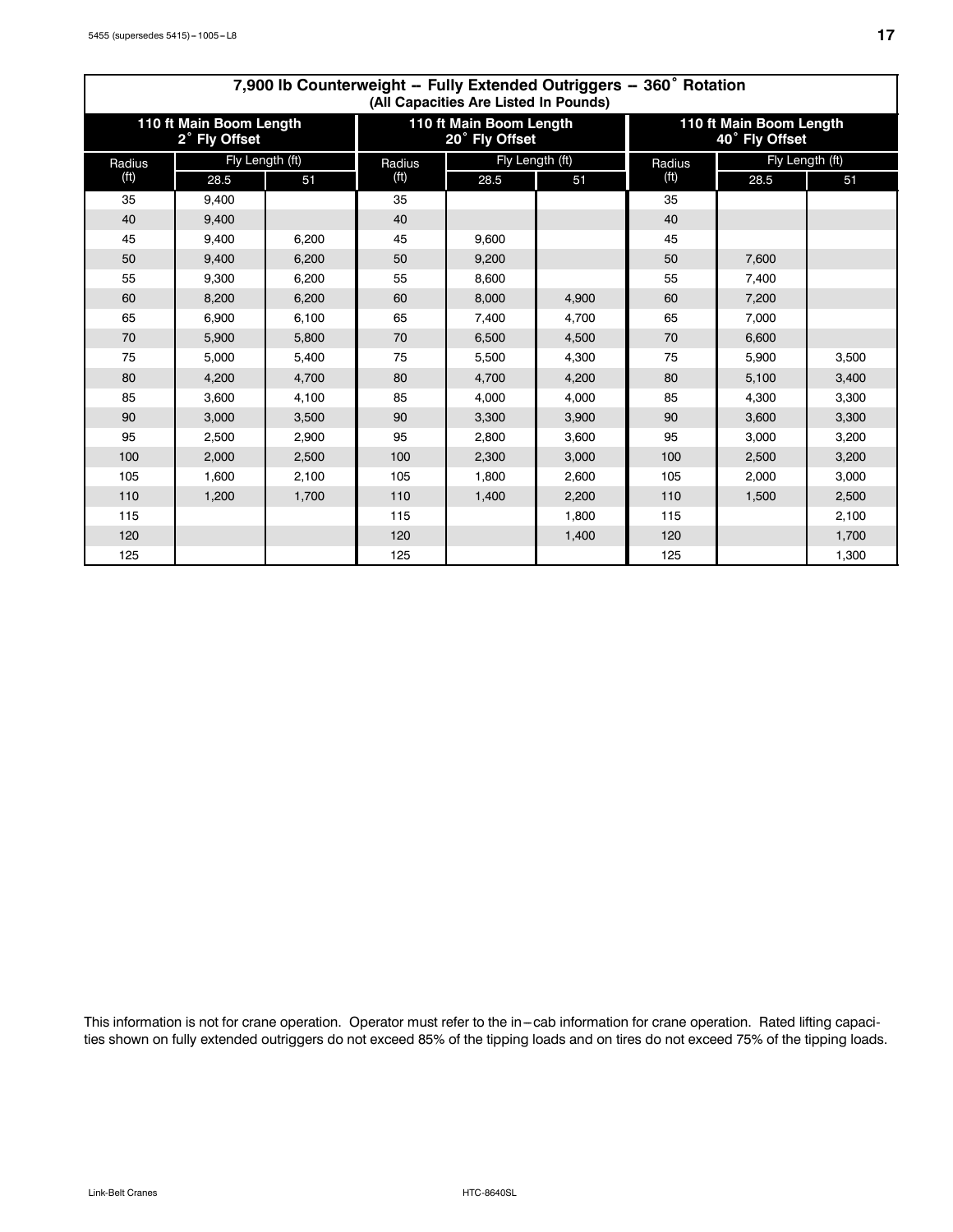## 7,900 lb Counterweight – Fully Extended Outriggers – 360° Rotation

(All Capacities Are Listed In Pounds)

| 110 ft Main Boom Length 2° Fly Offset | | | 110 ft Main Boom Length 20° Fly Offset | | | 110 ft Main Boom Length 40° Fly Offset | | |
|---|---|---|---|---|---|---|---|---|
| Radius (ft) | Fly Length (ft) | | Radius (ft) | Fly Length (ft) | | Radius (ft) | Fly Length (ft) | |
| | 28.5 | 51 | | 28.5 | 51 | | 28.5 | 51 |
| 35 | 9,400 | | 35 | | | 35 | | |
| 40 | 9,400 | | 40 | | | 40 | | |
| 45 | 9,400 | 6,200 | 45 | 9,600 | | 45 | | |
| 50 | 9,400 | 6,200 | 50 | 9,200 | | 50 | 7,600 | |
| 55 | 9,300 | 6,200 | 55 | 8,600 | | 55 | 7,400 | |
| 60 | 8,200 | 6,200 | 60 | 8,000 | 4,900 | 60 | 7,200 | |
| 65 | 6,900 | 6,100 | 65 | 7,400 | 4,700 | 65 | 7,000 | |
| 70 | 5,900 | 5,800 | 70 | 6,500 | 4,500 | 70 | 6,600 | |
| 75 | 5,000 | 5,400 | 75 | 5,500 | 4,300 | 75 | 5,900 | 3,500 |
| 80 | 4,200 | 4,700 | 80 | 4,700 | 4,200 | 80 | 5,100 | 3,400 |
| 85 | 3,600 | 4,100 | 85 | 4,000 | 4,000 | 85 | 4,300 | 3,300 |
| 90 | 3,000 | 3,500 | 90 | 3,300 | 3,900 | 90 | 3,600 | 3,300 |
| 95 | 2,500 | 2,900 | 95 | 2,800 | 3,600 | 95 | 3,000 | 3,200 |
| 100 | 2,000 | 2,500 | 100 | 2,300 | 3,000 | 100 | 2,500 | 3,200 |
| 105 | 1,600 | 2,100 | 105 | 1,800 | 2,600 | 105 | 2,000 | 3,000 |
| 110 | 1,200 | 1,700 | 110 | 1,400 | 2,200 | 110 | 1,500 | 2,500 |
| 115 | | | 115 | | 1,800 | 115 | | 2,100 |
| 120 | | | 120 | | 1,400 | 120 | | 1,700 |
| 125 | | | 125 | | | 125 | | 1,300 |

This information is not for crane operation. Operator must refer to the in–cab information for crane operation. Rated lifting capacities shown on fully extended outriggers do not exceed 85% of the tipping loads and on tires do not exceed 75% of the tipping loads.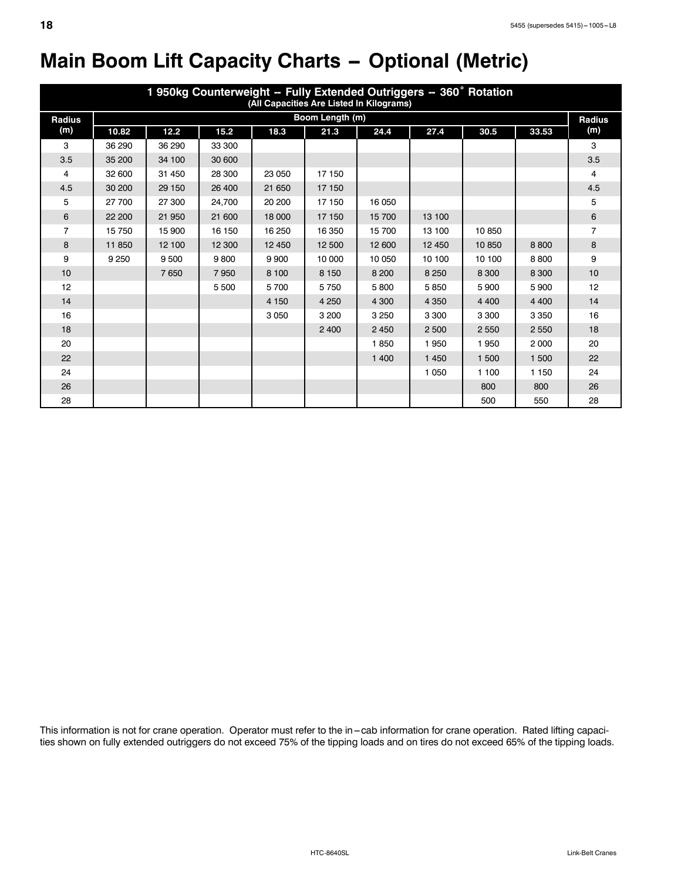# Main Boom Lift Capacity Charts – Optional (Metric)

| 1 950kg Counterweight -- Fully Extended Outriggers -- 360˚ Rotation (All Capacities Are Listed In Kilograms) | | | | | | | | | | |
|---|---|---|---|---|---|---|---|---|---|---|
| Radius (m) | Boom Length (m) | | | | | | | | | Radius (m) |
| | 10.82 | 12.2 | 15.2 | 18.3 | 21.3 | 24.4 | 27.4 | 30.5 | 33.53 | |
| 3 | 36 290 | 36 290 | 33 300 | | | | | | | 3 |
| 3.5 | 35 200 | 34 100 | 30 600 | | | | | | | 3.5 |
| 4 | 32 600 | 31 450 | 28 300 | 23 050 | 17 150 | | | | | 4 |
| 4.5 | 30 200 | 29 150 | 26 400 | 21 650 | 17 150 | | | | | 4.5 |
| 5 | 27 700 | 27 300 | 24,700 | 20 200 | 17 150 | 16 050 | | | | 5 |
| 6 | 22 200 | 21 950 | 21 600 | 18 000 | 17 150 | 15 700 | 13 100 | | | 6 |
| 7 | 15 750 | 15 900 | 16 150 | 16 250 | 16 350 | 15 700 | 13 100 | 10 850 | | 7 |
| 8 | 11 850 | 12 100 | 12 300 | 12 450 | 12 500 | 12 600 | 12 450 | 10 850 | 8 800 | 8 |
| 9 | 9 250 | 9 500 | 9 800 | 9 900 | 10 000 | 10 050 | 10 100 | 10 100 | 8 800 | 9 |
| 10 | | 7 650 | 7 950 | 8 100 | 8 150 | 8 200 | 8 250 | 8 300 | 8 300 | 10 |
| 12 | | | 5 500 | 5 700 | 5 750 | 5 800 | 5 850 | 5 900 | 5 900 | 12 |
| 14 | | | | 4 150 | 4 250 | 4 300 | 4 350 | 4 400 | 4 400 | 14 |
| 16 | | | | 3 050 | 3 200 | 3 250 | 3 300 | 3 300 | 3 350 | 16 |
| 18 | | | | | 2 400 | 2 450 | 2 500 | 2 550 | 2 550 | 18 |
| 20 | | | | | | 1 850 | 1 950 | 1 950 | 2 000 | 20 |
| 22 | | | | | | 1 400 | 1 450 | 1 500 | 1 500 | 22 |
| 24 | | | | | | | 1 050 | 1 100 | 1 150 | 24 |
| 26 | | | | | | | | 800 | 800 | 26 |
| 28 | | | | | | | | 500 | 550 | 28 |

This information is not for crane operation. Operator must refer to the in–cab information for crane operation. Rated lifting capacities shown on fully extended outriggers do not exceed 75% of the tipping loads and on tires do not exceed 65% of the tipping loads.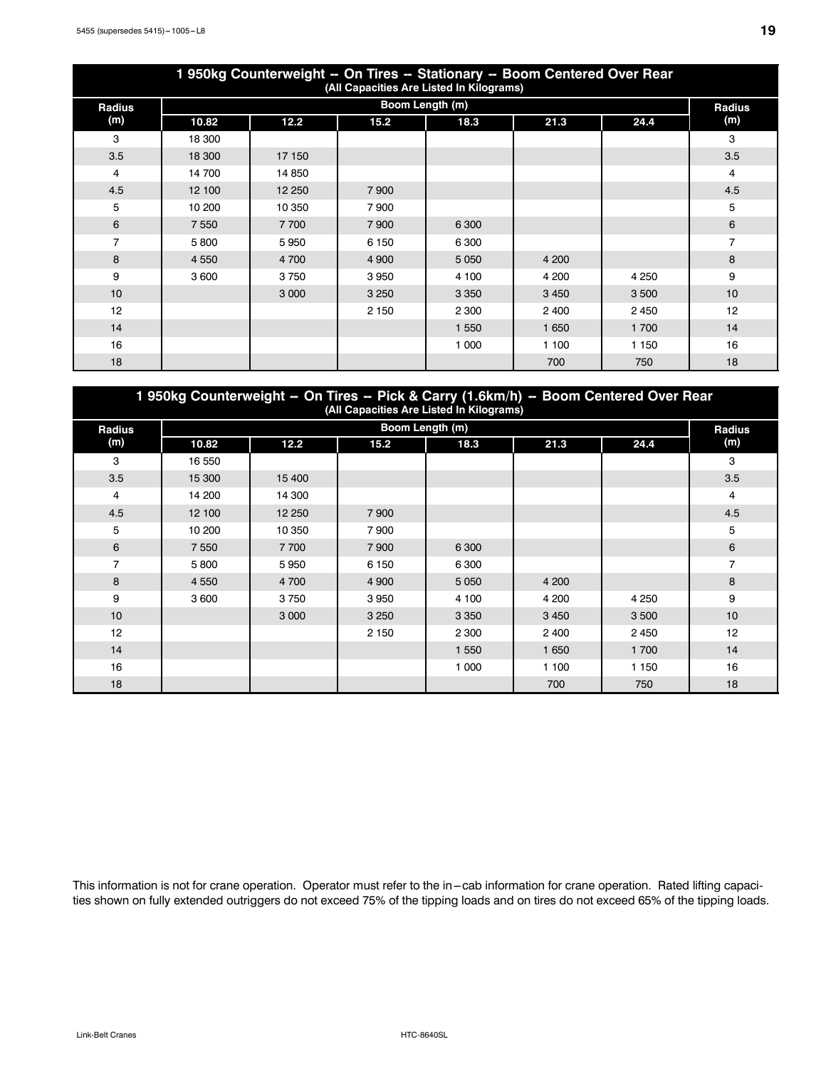## 1 950kg Counterweight -- On Tires -- Stationary -- Boom Centered Over Rear

(All Capacities Are Listed In Kilograms)

| Radius (m) | Boom Length (m) | | | | | | Radius (m) |
|---|---|---|---|---|---|---|---|
| | 10.82 | 12.2 | 15.2 | 18.3 | 21.3 | 24.4 | |
| 3 | 18 300 | | | | | | 3 |
| 3.5 | 18 300 | 17 150 | | | | | 3.5 |
| 4 | 14 700 | 14 850 | | | | | 4 |
| 4.5 | 12 100 | 12 250 | 7 900 | | | | 4.5 |
| 5 | 10 200 | 10 350 | 7 900 | | | | 5 |
| 6 | 7 550 | 7 700 | 7 900 | 6 300 | | | 6 |
| 7 | 5 800 | 5 950 | 6 150 | 6 300 | | | 7 |
| 8 | 4 550 | 4 700 | 4 900 | 5 050 | 4 200 | | 8 |
| 9 | 3 600 | 3 750 | 3 950 | 4 100 | 4 200 | 4 250 | 9 |
| 10 | | 3 000 | 3 250 | 3 350 | 3 450 | 3 500 | 10 |
| 12 | | | 2 150 | 2 300 | 2 400 | 2 450 | 12 |
| 14 | | | | 1 550 | 1 650 | 1 700 | 14 |
| 16 | | | | 1 000 | 1 100 | 1 150 | 16 |
| 18 | | | | | 700 | 750 | 18 |

## 1 950kg Counterweight -- On Tires -- Pick & Carry (1.6km/h) -- Boom Centered Over Rear

(All Capacities Are Listed In Kilograms)

| Radius (m) | Boom Length (m) | | | | | | Radius (m) |
|---|---|---|---|---|---|---|---|
| | 10.82 | 12.2 | 15.2 | 18.3 | 21.3 | 24.4 | |
| 3 | 16 550 | | | | | | 3 |
| 3.5 | 15 300 | 15 400 | | | | | 3.5 |
| 4 | 14 200 | 14 300 | | | | | 4 |
| 4.5 | 12 100 | 12 250 | 7 900 | | | | 4.5 |
| 5 | 10 200 | 10 350 | 7 900 | | | | 5 |
| 6 | 7 550 | 7 700 | 7 900 | 6 300 | | | 6 |
| 7 | 5 800 | 5 950 | 6 150 | 6 300 | | | 7 |
| 8 | 4 550 | 4 700 | 4 900 | 5 050 | 4 200 | | 8 |
| 9 | 3 600 | 3 750 | 3 950 | 4 100 | 4 200 | 4 250 | 9 |
| 10 | | 3 000 | 3 250 | 3 350 | 3 450 | 3 500 | 10 |
| 12 | | | 2 150 | 2 300 | 2 400 | 2 450 | 12 |
| 14 | | | | 1 550 | 1 650 | 1 700 | 14 |
| 16 | | | | 1 000 | 1 100 | 1 150 | 16 |
| 18 | | | | | 700 | 750 | 18 |

This information is not for crane operation. Operator must refer to the in–cab information for crane operation. Rated lifting capacities shown on fully extended outriggers do not exceed 75% of the tipping loads and on tires do not exceed 65% of the tipping loads.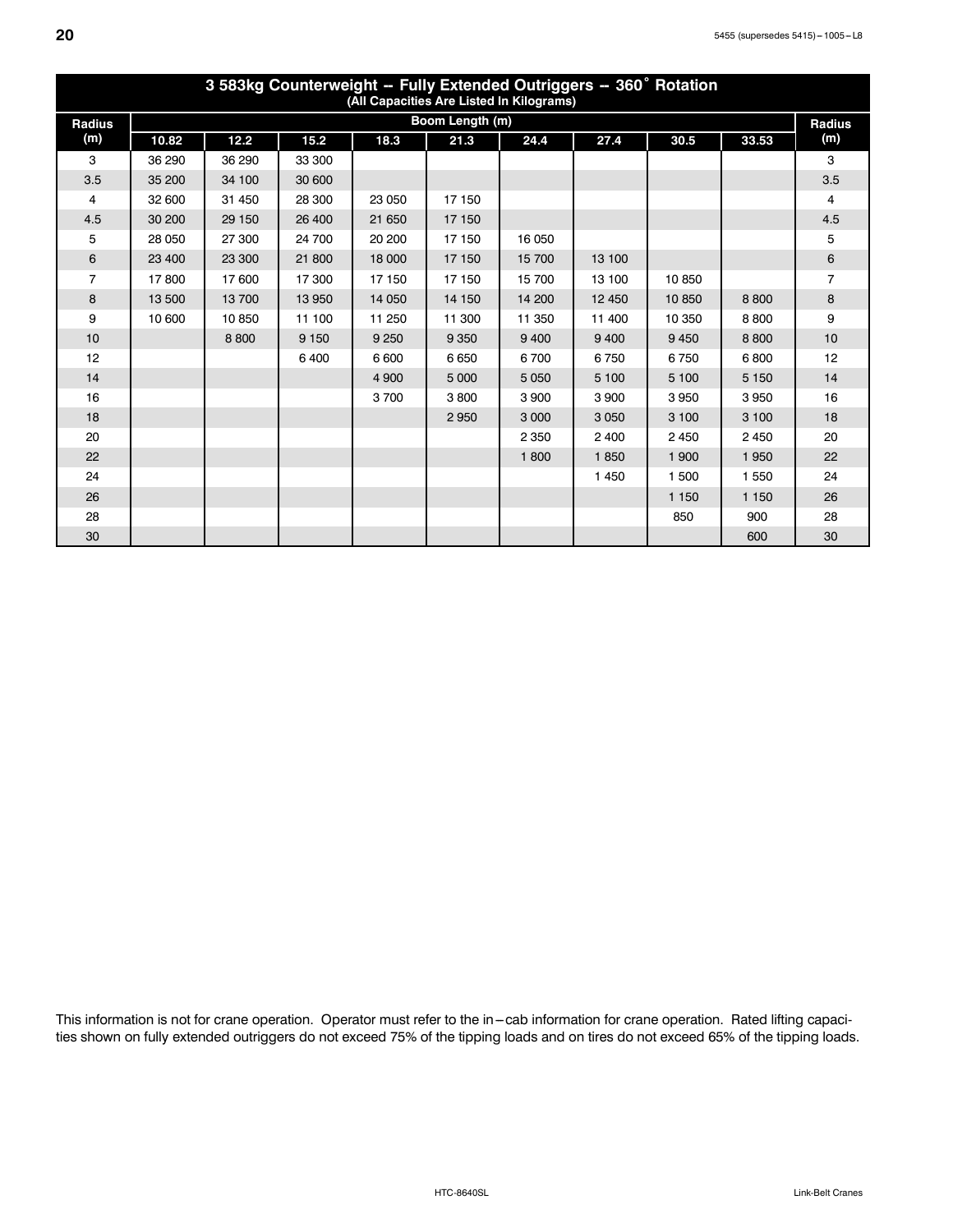## 3 583kg Counterweight -- Fully Extended Outriggers -- 360˚ Rotation

(All Capacities Are Listed In Kilograms)

| Radius (m) | Boom Length (m) | | | | | | | | | Radius (m) |
|---|---|---|---|---|---|---|---|---|---|---|
| | 10.82 | 12.2 | 15.2 | 18.3 | 21.3 | 24.4 | 27.4 | 30.5 | 33.53 | |
| 3 | 36 290 | 36 290 | 33 300 | | | | | | | 3 |
| 3.5 | 35 200 | 34 100 | 30 600 | | | | | | | 3.5 |
| 4 | 32 600 | 31 450 | 28 300 | 23 050 | 17 150 | | | | | 4 |
| 4.5 | 30 200 | 29 150 | 26 400 | 21 650 | 17 150 | | | | | 4.5 |
| 5 | 28 050 | 27 300 | 24 700 | 20 200 | 17 150 | 16 050 | | | | 5 |
| 6 | 23 400 | 23 300 | 21 800 | 18 000 | 17 150 | 15 700 | 13 100 | | | 6 |
| 7 | 17 800 | 17 600 | 17 300 | 17 150 | 17 150 | 15 700 | 13 100 | 10 850 | | 7 |
| 8 | 13 500 | 13 700 | 13 950 | 14 050 | 14 150 | 14 200 | 12 450 | 10 850 | 8 800 | 8 |
| 9 | 10 600 | 10 850 | 11 100 | 11 250 | 11 300 | 11 350 | 11 400 | 10 350 | 8 800 | 9 |
| 10 | | 8 800 | 9 150 | 9 250 | 9 350 | 9 400 | 9 400 | 9 450 | 8 800 | 10 |
| 12 | | | 6 400 | 6 600 | 6 650 | 6 700 | 6 750 | 6 750 | 6 800 | 12 |
| 14 | | | | 4 900 | 5 000 | 5 050 | 5 100 | 5 100 | 5 150 | 14 |
| 16 | | | | 3 700 | 3 800 | 3 900 | 3 900 | 3 950 | 3 950 | 16 |
| 18 | | | | | 2 950 | 3 000 | 3 050 | 3 100 | 3 100 | 18 |
| 20 | | | | | | 2 350 | 2 400 | 2 450 | 2 450 | 20 |
| 22 | | | | | | 1 800 | 1 850 | 1 900 | 1 950 | 22 |
| 24 | | | | | | | 1 450 | 1 500 | 1 550 | 24 |
| 26 | | | | | | | | 1 150 | 1 150 | 26 |
| 28 | | | | | | | | 850 | 900 | 28 |
| 30 | | | | | | | | | 600 | 30 |

This information is not for crane operation. Operator must refer to the in–cab information for crane operation. Rated lifting capacities shown on fully extended outriggers do not exceed 75% of the tipping loads and on tires do not exceed 65% of the tipping loads.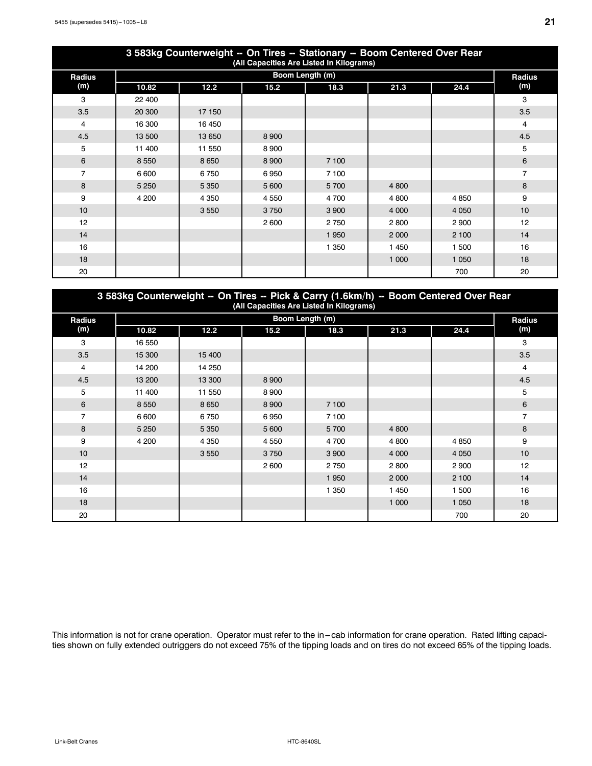## 3 583kg Counterweight -- On Tires -- Stationary -- Boom Centered Over Rear

(All Capacities Are Listed In Kilograms)

| Radius (m) | Boom Length (m) | | | | | | Radius (m) |
|---|---|---|---|---|---|---|---|
| | 10.82 | 12.2 | 15.2 | 18.3 | 21.3 | 24.4 | |
| 3 | 22 400 | | | | | | 3 |
| 3.5 | 20 300 | 17 150 | | | | | 3.5 |
| 4 | 16 300 | 16 450 | | | | | 4 |
| 4.5 | 13 500 | 13 650 | 8 900 | | | | 4.5 |
| 5 | 11 400 | 11 550 | 8 900 | | | | 5 |
| 6 | 8 550 | 8 650 | 8 900 | 7 100 | | | 6 |
| 7 | 6 600 | 6 750 | 6 950 | 7 100 | | | 7 |
| 8 | 5 250 | 5 350 | 5 600 | 5 700 | 4 800 | | 8 |
| 9 | 4 200 | 4 350 | 4 550 | 4 700 | 4 800 | 4 850 | 9 |
| 10 | | 3 550 | 3 750 | 3 900 | 4 000 | 4 050 | 10 |
| 12 | | | 2 600 | 2 750 | 2 800 | 2 900 | 12 |
| 14 | | | | 1 950 | 2 000 | 2 100 | 14 |
| 16 | | | | 1 350 | 1 450 | 1 500 | 16 |
| 18 | | | | | 1 000 | 1 050 | 18 |
| 20 | | | | | | 700 | 20 |

## 3 583kg Counterweight – On Tires – Pick & Carry (1.6km/h) – Boom Centered Over Rear

(All Capacities Are Listed In Kilograms)

| Radius (m) | Boom Length (m) | | | | | | Radius (m) |
|---|---|---|---|---|---|---|---|
| | 10.82 | 12.2 | 15.2 | 18.3 | 21.3 | 24.4 | |
| 3 | 16 550 | | | | | | 3 |
| 3.5 | 15 300 | 15 400 | | | | | 3.5 |
| 4 | 14 200 | 14 250 | | | | | 4 |
| 4.5 | 13 200 | 13 300 | 8 900 | | | | 4.5 |
| 5 | 11 400 | 11 550 | 8 900 | | | | 5 |
| 6 | 8 550 | 8 650 | 8 900 | 7 100 | | | 6 |
| 7 | 6 600 | 6 750 | 6 950 | 7 100 | | | 7 |
| 8 | 5 250 | 5 350 | 5 600 | 5 700 | 4 800 | | 8 |
| 9 | 4 200 | 4 350 | 4 550 | 4 700 | 4 800 | 4 850 | 9 |
| 10 | | 3 550 | 3 750 | 3 900 | 4 000 | 4 050 | 10 |
| 12 | | | 2 600 | 2 750 | 2 800 | 2 900 | 12 |
| 14 | | | | 1 950 | 2 000 | 2 100 | 14 |
| 16 | | | | 1 350 | 1 450 | 1 500 | 16 |
| 18 | | | | | 1 000 | 1 050 | 18 |
| 20 | | | | | | 700 | 20 |

This information is not for crane operation. Operator must refer to the in–cab information for crane operation. Rated lifting capacities shown on fully extended outriggers do not exceed 75% of the tipping loads and on tires do not exceed 65% of the tipping loads.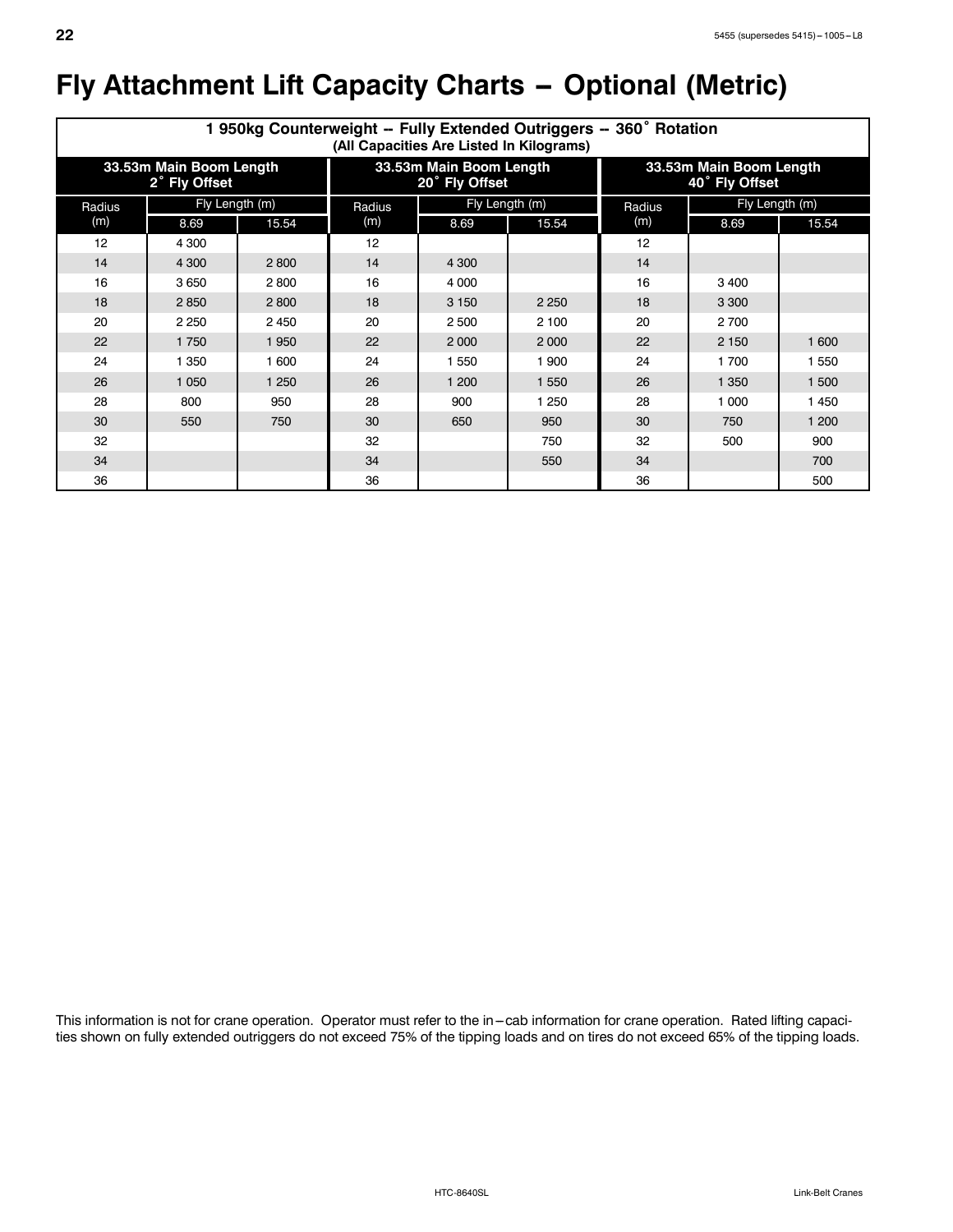# Fly Attachment Lift Capacity Charts – Optional (Metric)

| 1 950kg Counterweight -- Fully Extended Outriggers -- 360° Rotation (All Capacities Are Listed In Kilograms) | | | | | | | | |
|---|---|---|---|---|---|---|---|---|
| 33.53m Main Boom Length 2° Fly Offset | | | 33.53m Main Boom Length 20° Fly Offset | | | 33.53m Main Boom Length 40° Fly Offset | | |
| Radius (m) | Fly Length (m) | | Radius (m) | Fly Length (m) | | Radius (m) | Fly Length (m) | |
| | 8.69 | 15.54 | | 8.69 | 15.54 | | 8.69 | 15.54 |
| 12 | 4 300 | | 12 | | | 12 | | |
| 14 | 4 300 | 2 800 | 14 | 4 300 | | 14 | | |
| 16 | 3 650 | 2 800 | 16 | 4 000 | | 16 | 3 400 | |
| 18 | 2 850 | 2 800 | 18 | 3 150 | 2 250 | 18 | 3 300 | |
| 20 | 2 250 | 2 450 | 20 | 2 500 | 2 100 | 20 | 2 700 | |
| 22 | 1 750 | 1 950 | 22 | 2 000 | 2 000 | 22 | 2 150 | 1 600 |
| 24 | 1 350 | 1 600 | 24 | 1 550 | 1 900 | 24 | 1 700 | 1 550 |
| 26 | 1 050 | 1 250 | 26 | 1 200 | 1 550 | 26 | 1 350 | 1 500 |
| 28 | 800 | 950 | 28 | 900 | 1 250 | 28 | 1 000 | 1 450 |
| 30 | 550 | 750 | 30 | 650 | 950 | 30 | 750 | 1 200 |
| 32 | | | 32 | | 750 | 32 | 500 | 900 |
| 34 | | | 34 | | 550 | 34 | | 700 |
| 36 | | | 36 | | | 36 | | 500 |

This information is not for crane operation. Operator must refer to the in–cab information for crane operation. Rated lifting capacities shown on fully extended outriggers do not exceed 75% of the tipping loads and on tires do not exceed 65% of the tipping loads.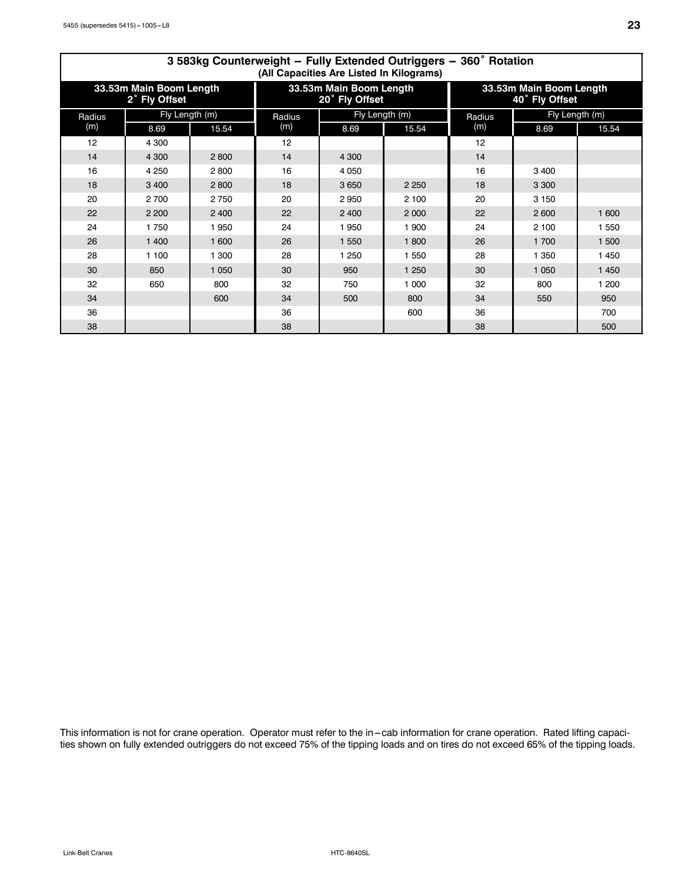## 3 583kg Counterweight – Fully Extended Outriggers – 360° Rotation

(All Capacities Are Listed In Kilograms)

| 33.53m Main Boom Length 2° Fly Offset | | | 33.53m Main Boom Length 20° Fly Offset | | | 33.53m Main Boom Length 40° Fly Offset | | |
|---|---|---|---|---|---|---|---|---|
| Radius (m) | Fly Length (m) | | Radius (m) | Fly Length (m) | | Radius (m) | Fly Length (m) | |
| | 8.69 | 15.54 | | 8.69 | 15.54 | | 8.69 | 15.54 |
| 12 | 4 300 | | 12 | | | 12 | | |
| 14 | 4 300 | 2 800 | 14 | 4 300 | | 14 | | |
| 16 | 4 250 | 2 800 | 16 | 4 050 | | 16 | 3 400 | |
| 18 | 3 400 | 2 800 | 18 | 3 650 | 2 250 | 18 | 3 300 | |
| 20 | 2 700 | 2 750 | 20 | 2 950 | 2 100 | 20 | 3 150 | |
| 22 | 2 200 | 2 400 | 22 | 2 400 | 2 000 | 22 | 2 600 | 1 600 |
| 24 | 1 750 | 1 950 | 24 | 1 950 | 1 900 | 24 | 2 100 | 1 550 |
| 26 | 1 400 | 1 600 | 26 | 1 550 | 1 800 | 26 | 1 700 | 1 500 |
| 28 | 1 100 | 1 300 | 28 | 1 250 | 1 550 | 28 | 1 350 | 1 450 |
| 30 | 850 | 1 050 | 30 | 950 | 1 250 | 30 | 1 050 | 1 450 |
| 32 | 650 | 800 | 32 | 750 | 1 000 | 32 | 800 | 1 200 |
| 34 | | 600 | 34 | 500 | 800 | 34 | 550 | 950 |
| 36 | | | 36 | | 600 | 36 | | 700 |
| 38 | | | 38 | | | 38 | | 500 |

This information is not for crane operation. Operator must refer to the in–cab information for crane operation. Rated lifting capacities shown on fully extended outriggers do not exceed 75% of the tipping loads and on tires do not exceed 65% of the tipping loads.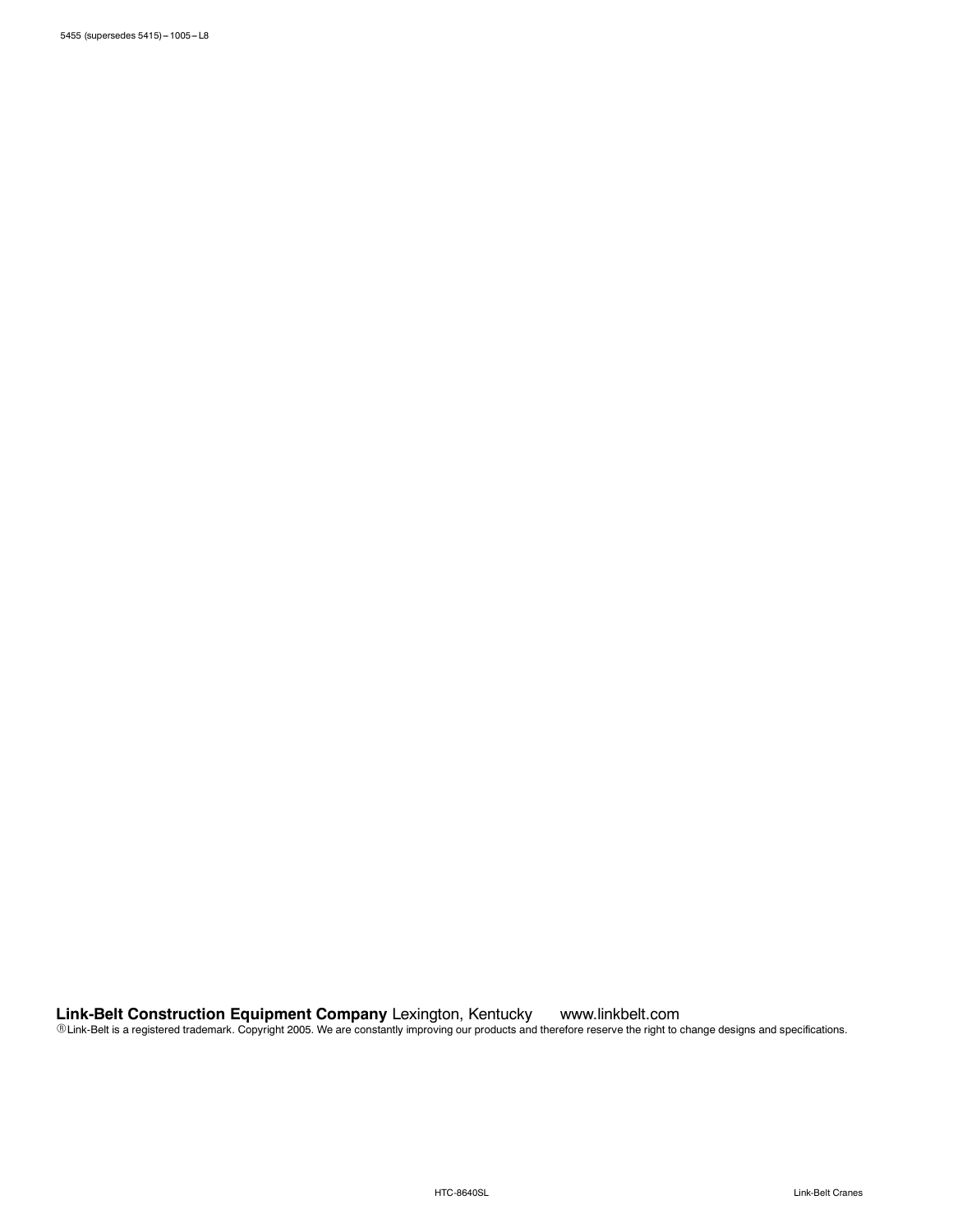5455 (supersedes 5415) – 1005 – L8

**Link-Belt Construction Equipment Company** Lexington, Kentucky www.linkbelt.com

® Link-Belt is a registered trademark. Copyright 2005. We are constantly improving our products and therefore reserve the right to change designs and specifications.